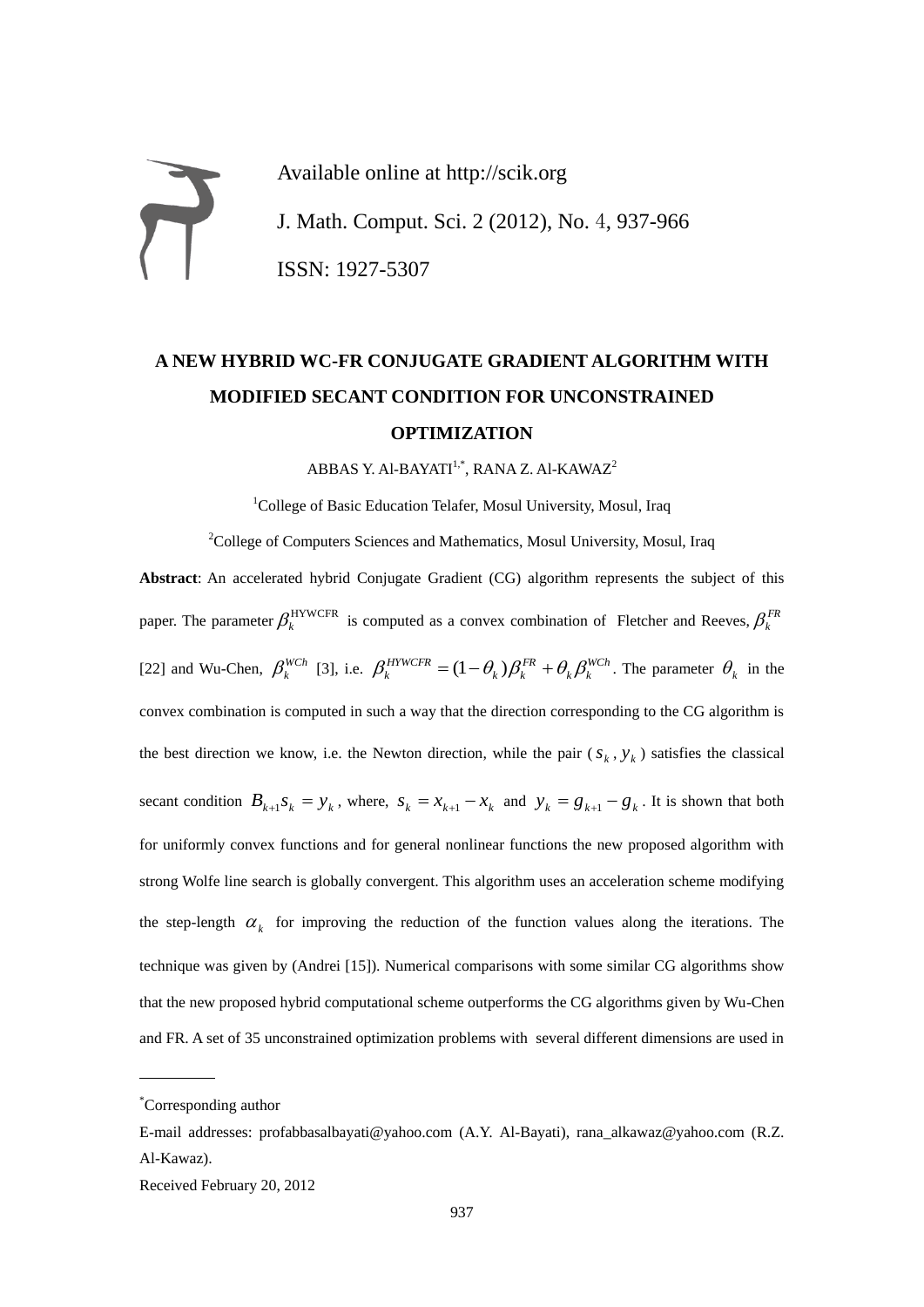Available online at http://scik.org

J. Math. Comput. Sci. 2 (2012), No. 4, 937-966

ISSN: 1927-5307

# A NEW HYBRID WC-FR CONJUGATE GRADIENT ALGORITHM WITH MODIFIED SECANT CONDITION FOR UNCONSTRAINED OPTIMIZATION

ABBAS Y. Al-BAYATI[1,*], RANA Z. Al-KAWAZ[2]

[1]College of Basic Education Telafer, Mosul University, Mosul, Iraq

[2]College of Computers Sciences and Mathematics, Mosul University, Mosul, Iraq

**Abstract**: An accelerated hybrid Conjugate Gradient (CG) algorithm represents the subject of this paper. The parameter $\beta_k^{\text{HYWCFR}}$ is computed as a convex combination of Fletcher and Reeves, $\beta_k^{FR}$ [22] and Wu-Chen, $\beta_k^{WCh}$ [3], i.e. $\beta_k^{HYWCFR} = (1-\theta_k)\beta_k^{FR} + \theta_k \beta_k^{WCh}$. The parameter $\theta_k$ in the convex combination is computed in such a way that the direction corresponding to the CG algorithm is the best direction we know, i.e. the Newton direction, while the pair ($s_k$, $y_k$) satisfies the classical secant condition $B_{k+1}s_k = y_k$, where, $s_k = x_{k+1} - x_k$ and $y_k = g_{k+1} - g_k$. It is shown that both for uniformly convex functions and for general nonlinear functions the new proposed algorithm with strong Wolfe line search is globally convergent. This algorithm uses an acceleration scheme modifying the step-length $\alpha_k$ for improving the reduction of the function values along the iterations. The technique was given by (Andrei [15]). Numerical comparisons with some similar CG algorithms show that the new proposed hybrid computational scheme outperforms the CG algorithms given by Wu-Chen and FR. A set of 35 unconstrained optimization problems with several different dimensions are used in

---

*Corresponding author

E-mail addresses: profabbasalbayati@yahoo.com (A.Y. Al-Bayati), rana_alkawaz@yahoo.com (R.Z. Al-Kawaz).

Received February 20, 2012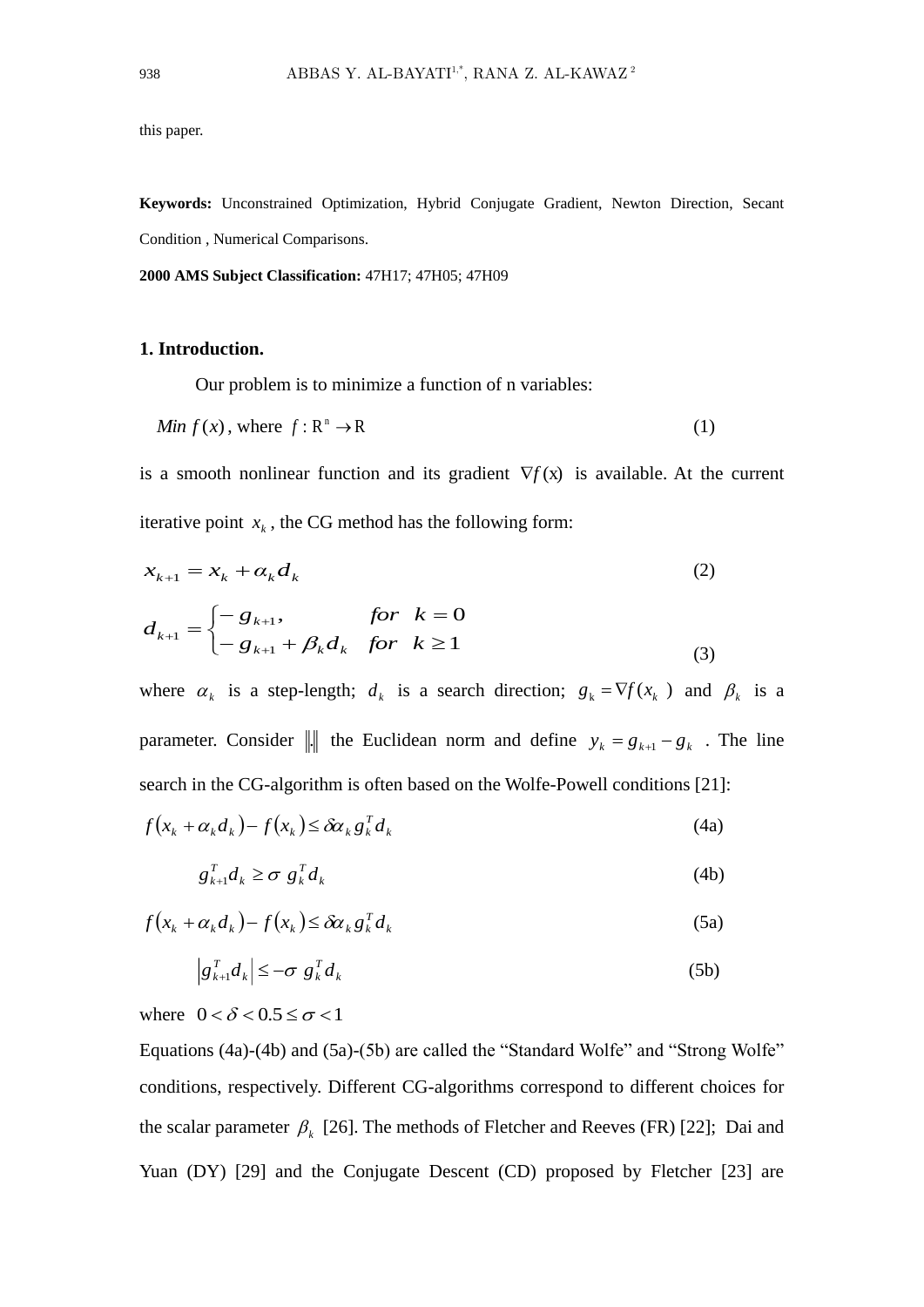this paper.

**Keywords:** Unconstrained Optimization, Hybrid Conjugate Gradient, Newton Direction, Secant Condition , Numerical Comparisons.

**2000 AMS Subject Classification:** 47H17; 47H05; 47H09

## 1. Introduction.

Our problem is to minimize a function of n variables:

$$Min\ f(x),\ \text{where}\ f: R^n \rightarrow R \tag{1}$$

is a smooth nonlinear function and its gradient $\nabla f(x)$ is available. At the current iterative point $x_k$, the CG method has the following form:

$$x_{k+1} = x_k + \alpha_k d_k \tag{2}$$

$$d_{k+1} = \begin{cases} -g_{k+1}, & for\ \ k = 0 \\ -g_{k+1} + \beta_k d_k & for\ \ k \geq 1 \end{cases} \tag{3}$$

where $\alpha_k$ is a step-length; $d_k$ is a search direction; $g_k = \nabla f(x_k)$ and $\beta_k$ is a parameter. Consider $\|.\|$ the Euclidean norm and define $y_k = g_{k+1} - g_k$. The line search in the CG-algorithm is often based on the Wolfe-Powell conditions [21]:

$$f(x_k + \alpha_k d_k) - f(x_k) \leq \delta \alpha_k g_k^T d_k \tag{4a}$$

$$g_{k+1}^T d_k \geq \sigma\ g_k^T d_k \tag{4b}$$

$$f(x_k + \alpha_k d_k) - f(x_k) \leq \delta \alpha_k g_k^T d_k \tag{5a}$$

$$\left| g_{k+1}^T d_k \right| \leq -\sigma\ g_k^T d_k \tag{5b}$$

where $0 < \delta < 0.5 \leq \sigma < 1$

Equations (4a)-(4b) and (5a)-(5b) are called the "Standard Wolfe" and "Strong Wolfe" conditions, respectively. Different CG-algorithms correspond to different choices for the scalar parameter $\beta_k$ [26]. The methods of Fletcher and Reeves (FR) [22]; Dai and Yuan (DY) [29] and the Conjugate Descent (CD) proposed by Fletcher [23] are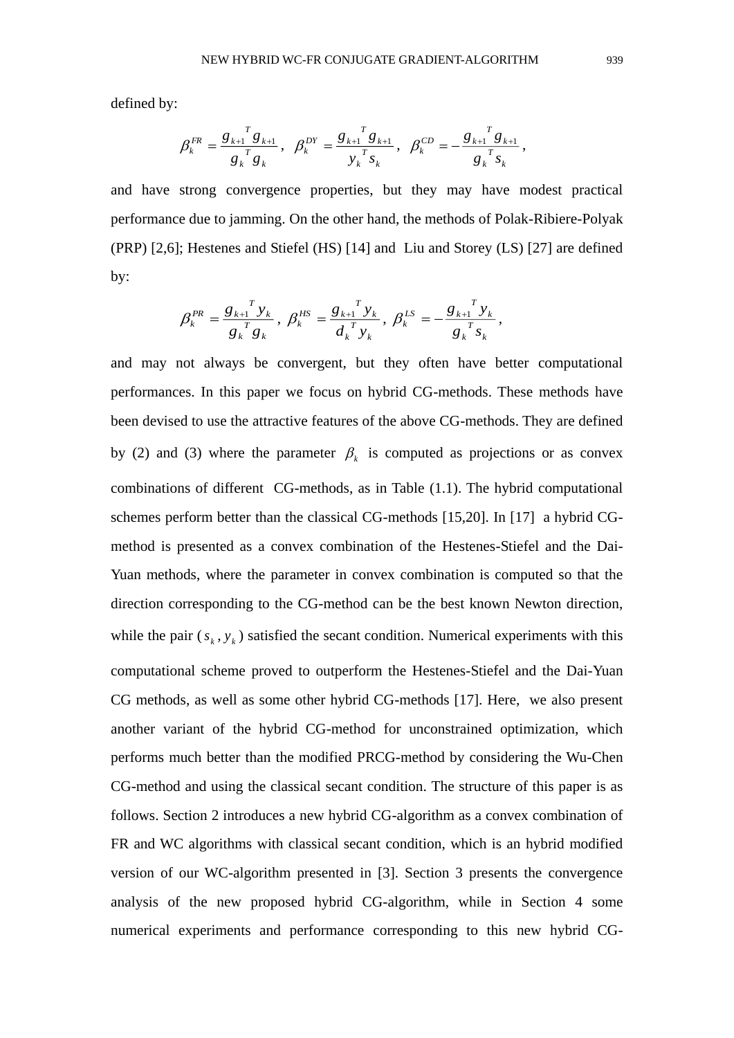defined by:

$$\beta_k^{FR} = \frac{g_{k+1}{}^T g_{k+1}}{g_k{}^T g_k}, \;\; \beta_k^{DY} = \frac{g_{k+1}{}^T g_{k+1}}{y_k{}^T s_k}, \;\; \beta_k^{CD} = -\frac{g_{k+1}{}^T g_{k+1}}{g_k{}^T s_k},$$

and have strong convergence properties, but they may have modest practical performance due to jamming. On the other hand, the methods of Polak-Ribiere-Polyak (PRP) [2,6]; Hestenes and Stiefel (HS) [14] and Liu and Storey (LS) [27] are defined by:

$$\beta_k^{PR} = \frac{g_{k+1}{}^T y_k}{g_k{}^T g_k}, \; \beta_k^{HS} = \frac{g_{k+1}{}^T y_k}{d_k{}^T y_k}, \; \beta_k^{LS} = -\frac{g_{k+1}{}^T y_k}{g_k{}^T s_k},$$

and may not always be convergent, but they often have better computational performances. In this paper we focus on hybrid CG-methods. These methods have been devised to use the attractive features of the above CG-methods. They are defined by (2) and (3) where the parameter $\beta_k$ is computed as projections or as convex combinations of different CG-methods, as in Table (1.1). The hybrid computational schemes perform better than the classical CG-methods [15,20]. In [17] a hybrid CG-method is presented as a convex combination of the Hestenes-Stiefel and the Dai-Yuan methods, where the parameter in convex combination is computed so that the direction corresponding to the CG-method can be the best known Newton direction, while the pair $(s_k, y_k)$ satisfied the secant condition. Numerical experiments with this computational scheme proved to outperform the Hestenes-Stiefel and the Dai-Yuan CG methods, as well as some other hybrid CG-methods [17]. Here, we also present another variant of the hybrid CG-method for unconstrained optimization, which performs much better than the modified PRCG-method by considering the Wu-Chen CG-method and using the classical secant condition. The structure of this paper is as follows. Section 2 introduces a new hybrid CG-algorithm as a convex combination of FR and WC algorithms with classical secant condition, which is an hybrid modified version of our WC-algorithm presented in [3]. Section 3 presents the convergence analysis of the new proposed hybrid CG-algorithm, while in Section 4 some numerical experiments and performance corresponding to this new hybrid CG-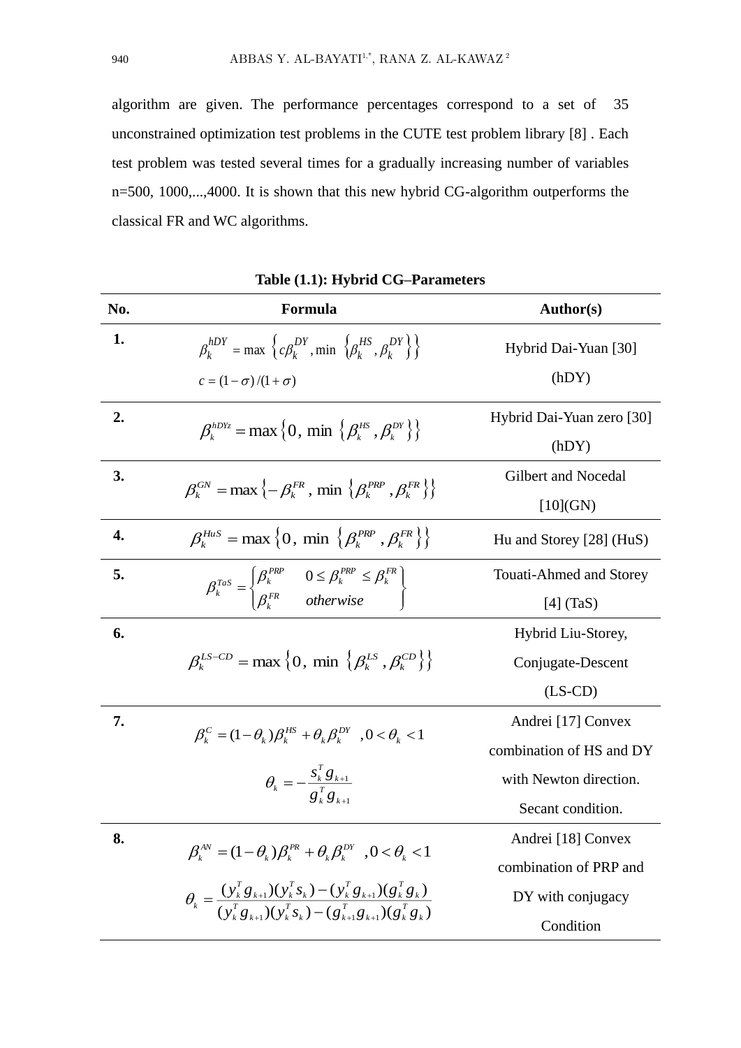algorithm are given. The performance percentages correspond to a set of 35 unconstrained optimization test problems in the CUTE test problem library [8] . Each test problem was tested several times for a gradually increasing number of variables n=500, 1000,...,4000. It is shown that this new hybrid CG-algorithm outperforms the classical FR and WC algorithms.

**Table (1.1): Hybrid CG–Parameters**

| No. | Formula | Author(s) |
|---|---|---|
| **1.** | $\beta_k^{hDY} = \max\left\{c\beta_k^{DY}, \min\left\{\beta_k^{HS}, \beta_k^{DY}\right\}\right\}$ <br> $c = (1-\sigma)/(1+\sigma)$ | Hybrid Dai-Yuan [30] (hDY) |
| **2.** | $\beta_k^{hDYz} = \max\left\{0, \min\left\{\beta_k^{HS}, \beta_k^{DY}\right\}\right\}$ | Hybrid Dai-Yuan zero [30] (hDY) |
| **3.** | $\beta_k^{GN} = \max\left\{-\beta_k^{FR}, \min\left\{\beta_k^{PRP}, \beta_k^{FR}\right\}\right\}$ | Gilbert and Nocedal [10](GN) |
| **4.** | $\beta_k^{HuS} = \max\left\{0, \min\left\{\beta_k^{PRP}, \beta_k^{FR}\right\}\right\}$ | Hu and Storey [28] (HuS) |
| **5.** | $\beta_k^{TaS} = \begin{cases} \beta_k^{PRP} & 0 \le \beta_k^{PRP} \le \beta_k^{FR} \\ \beta_k^{FR} & otherwise \end{cases}$ | Touati-Ahmed and Storey [4] (TaS) |
| **6.** | $\beta_k^{LS-CD} = \max\left\{0, \min\left\{\beta_k^{LS}, \beta_k^{CD}\right\}\right\}$ | Hybrid Liu-Storey, Conjugate-Descent (LS-CD) |
| **7.** | $\beta_k^{C} = (1-\theta_k)\beta_k^{HS} + \theta_k\beta_k^{DY} \quad ,0 < \theta_k < 1$ <br> $\theta_k = -\dfrac{s_k^T g_{k+1}}{g_k^T g_{k+1}}$ | Andrei [17] Convex combination of HS and DY with Newton direction. Secant condition. |
| **8.** | $\beta_k^{AN} = (1-\theta_k)\beta_k^{PR} + \theta_k\beta_k^{DY} \quad ,0 < \theta_k < 1$ <br> $\theta_k = \dfrac{(y_k^T g_{k+1})(y_k^T s_k) - (y_k^T g_{k+1})(g_k^T g_k)}{(y_k^T g_{k+1})(y_k^T s_k) - (g_{k+1}^T g_{k+1})(g_k^T g_k)}$ | Andrei [18] Convex combination of PRP and DY with conjugacy Condition |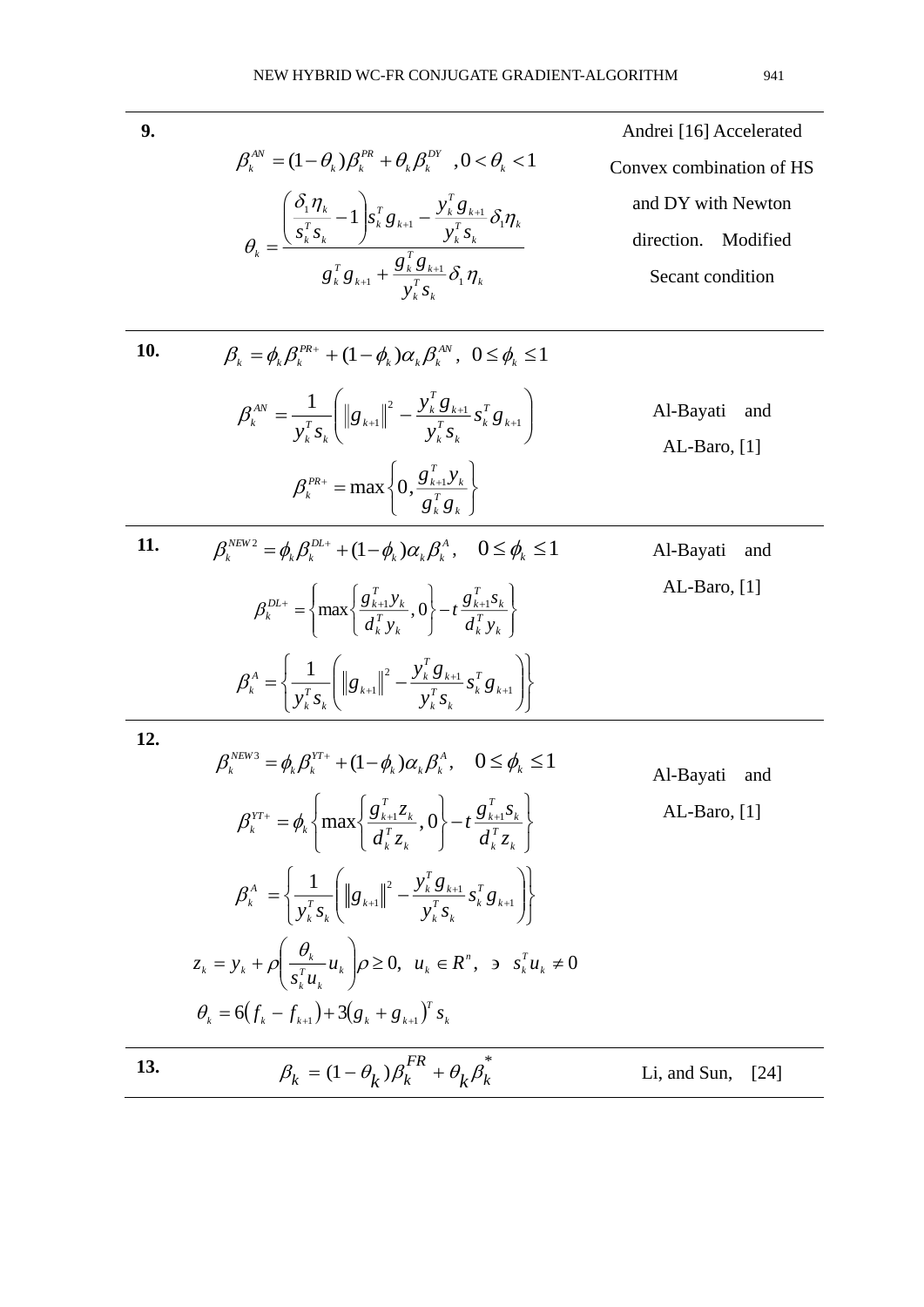| No. | Formula | Reference |
|---|---|---|
| **9.** | $\beta_k^{AN} = (1-\theta_k)\beta_k^{PR} + \theta_k \beta_k^{DY} \quad , 0 < \theta_k < 1$ <br> $\theta_k = \dfrac{\left(\dfrac{\delta_1 \eta_k}{s_k^T s_k} - 1\right) s_k^T g_{k+1} - \dfrac{y_k^T g_{k+1}}{y_k^T s_k} \delta_1 \eta_k}{g_k^T g_{k+1} + \dfrac{g_k^T g_{k+1}}{y_k^T s_k} \delta_1 \eta_k}$ | Andrei [16] Accelerated Convex combination of HS and DY with Newton direction. Modified Secant condition |
| **10.** | $\beta_k = \phi_k \beta_k^{PR+} + (1-\phi_k)\alpha_k \beta_k^{AN}, \ \ 0 \le \phi_k \le 1$ <br> $\beta_k^{AN} = \dfrac{1}{y_k^T s_k}\left( \lVert g_{k+1} \rVert^2 - \dfrac{y_k^T g_{k+1}}{y_k^T s_k} s_k^T g_{k+1} \right)$ <br> $\beta_k^{PR+} = \max\left\{ 0, \dfrac{g_{k+1}^T y_k}{g_k^T g_k} \right\}$ | Al-Bayati and AL-Baro, [1] |
| **11.** | $\beta_k^{NEW2} = \phi_k \beta_k^{DL+} + (1-\phi_k)\alpha_k \beta_k^{A}, \quad 0 \le \phi_k \le 1$ <br> $\beta_k^{DL+} = \left\{ \max\left\{ \dfrac{g_{k+1}^T y_k}{d_k^T y_k}, 0 \right\} - t \dfrac{g_{k+1}^T s_k}{d_k^T y_k} \right\}$ <br> $\beta_k^{A} = \left\{ \dfrac{1}{y_k^T s_k}\left( \lVert g_{k+1} \rVert^2 - \dfrac{y_k^T g_{k+1}}{y_k^T s_k} s_k^T g_{k+1} \right) \right\}$ | Al-Bayati and AL-Baro, [1] |
| **12.** | $\beta_k^{NEW3} = \phi_k \beta_k^{YT+} + (1-\phi_k)\alpha_k \beta_k^{A}, \quad 0 \le \phi_k \le 1$ <br> $\beta_k^{YT+} = \phi_k \left\{ \max\left\{ \dfrac{g_{k+1}^T z_k}{d_k^T z_k}, 0 \right\} - t \dfrac{g_{k+1}^T s_k}{d_k^T z_k} \right\}$ <br> $\beta_k^{A} = \left\{ \dfrac{1}{y_k^T s_k}\left( \lVert g_{k+1} \rVert^2 - \dfrac{y_k^T g_{k+1}}{y_k^T s_k} s_k^T g_{k+1} \right) \right\}$ <br> $z_k = y_k + \rho\left( \dfrac{\theta_k}{s_k^T u_k} u_k \right) \rho \ge 0, \ \ u_k \in R^n, \ \ni \ s_k^T u_k \ne 0$ <br> $\theta_k = 6\left( f_k - f_{k+1} \right) + 3\left( g_k + g_{k+1} \right)^T s_k$ | Al-Bayati and AL-Baro, [1] |
| **13.** | $\beta_k = (1-\theta_k)\beta_k^{FR} + \theta_k \beta_k^{*}$ | Li, and Sun, [24] |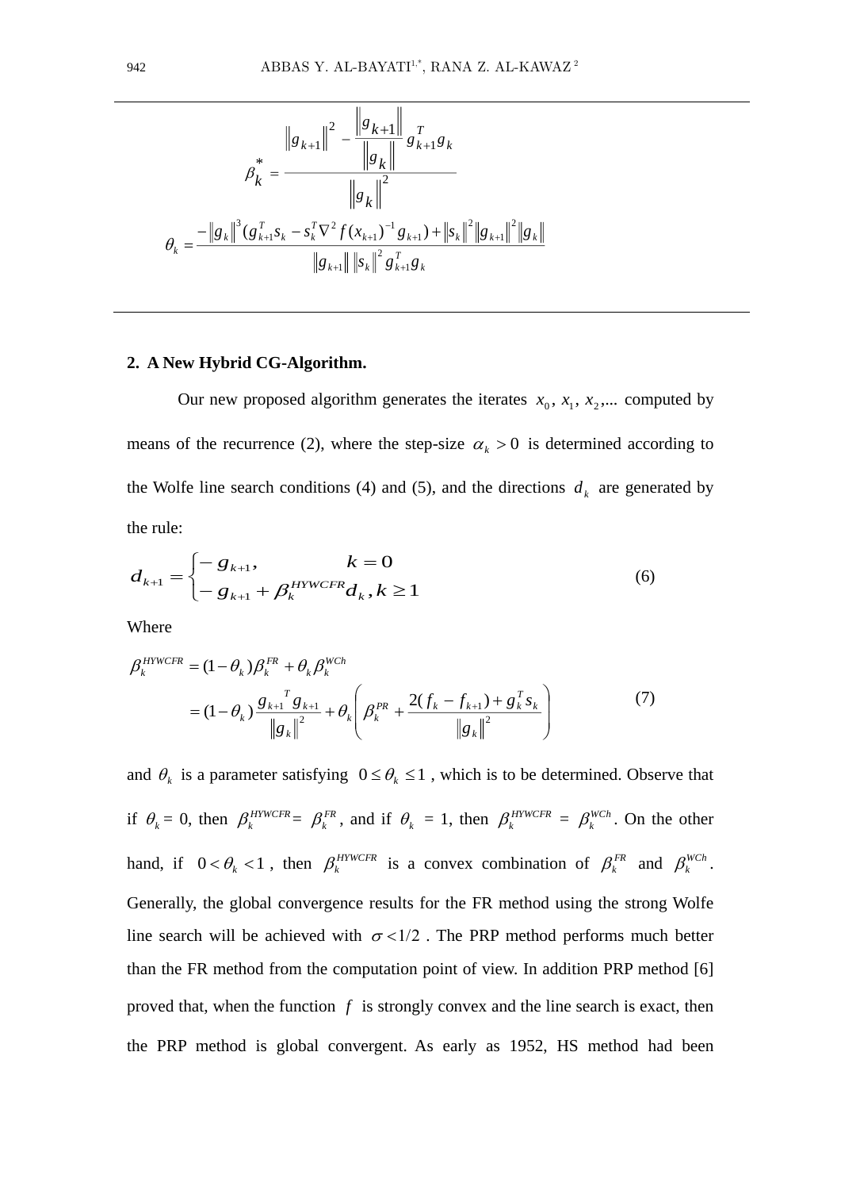$$\beta_k^* = \frac{\|g_{k+1}\|^2 - \dfrac{\|g_{k+1}\|}{\|g_k\|} g_{k+1}^T g_k}{\|g_k\|^2}$$

$$\theta_k = \frac{-\|g_k\|^3 (g_{k+1}^T s_k - s_k^T \nabla^2 f(x_{k+1})^{-1} g_{k+1}) + \|s_k\|^2 \|g_{k+1}\|^2 \|g_k\|}{\|g_{k+1}\| \|s_k\|^2 g_{k+1}^T g_k}$$

**2. A New Hybrid CG-Algorithm.**

Our new proposed algorithm generates the iterates $x_0, x_1, x_2, \ldots$ computed by means of the recurrence (2), where the step-size $\alpha_k > 0$ is determined according to the Wolfe line search conditions (4) and (5), and the directions $d_k$ are generated by the rule:

$$d_{k+1} = \begin{cases} -g_{k+1}, & k = 0 \\ -g_{k+1} + \beta_k^{HYWCFR} d_k, & k \geq 1 \end{cases} \tag{6}$$

Where

$$\begin{aligned} \beta_k^{HYWCFR} &= (1-\theta_k)\beta_k^{FR} + \theta_k \beta_k^{WCh} \\ &= (1-\theta_k)\frac{g_{k+1}^T g_{k+1}}{\|g_k\|^2} + \theta_k \left( \beta_k^{PR} + \frac{2(f_k - f_{k+1}) + g_k^T s_k}{\|g_k\|^2} \right) \end{aligned} \tag{7}$$

and $\theta_k$ is a parameter satisfying $0 \leq \theta_k \leq 1$, which is to be determined. Observe that if $\theta_k = 0$, then $\beta_k^{HYWCFR} = \beta_k^{FR}$, and if $\theta_k = 1$, then $\beta_k^{HYWCFR} = \beta_k^{WCh}$. On the other hand, if $0 < \theta_k < 1$, then $\beta_k^{HYWCFR}$ is a convex combination of $\beta_k^{FR}$ and $\beta_k^{WCh}$. Generally, the global convergence results for the FR method using the strong Wolfe line search will be achieved with $\sigma < 1/2$. The PRP method performs much better than the FR method from the computation point of view. In addition PRP method [6] proved that, when the function $f$ is strongly convex and the line search is exact, then the PRP method is global convergent. As early as 1952, HS method had been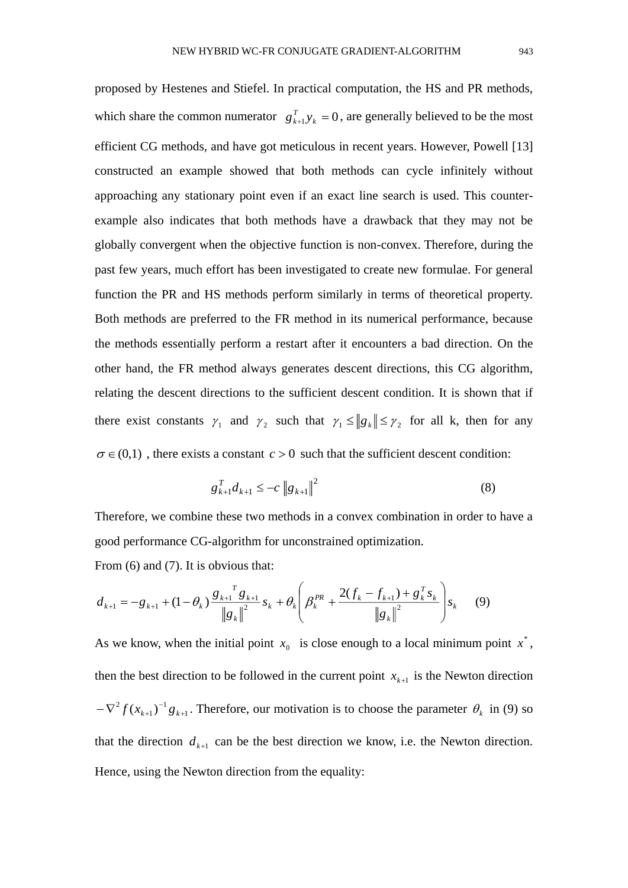proposed by Hestenes and Stiefel. In practical computation, the HS and PR methods, which share the common numerator $g_{k+1}^T y_k = 0$, are generally believed to be the most efficient CG methods, and have got meticulous in recent years. However, Powell [13] constructed an example showed that both methods can cycle infinitely without approaching any stationary point even if an exact line search is used. This counter-example also indicates that both methods have a drawback that they may not be globally convergent when the objective function is non-convex. Therefore, during the past few years, much effort has been investigated to create new formulae. For general function the PR and HS methods perform similarly in terms of theoretical property. Both methods are preferred to the FR method in its numerical performance, because the methods essentially perform a restart after it encounters a bad direction. On the other hand, the FR method always generates descent directions, this CG algorithm, relating the descent directions to the sufficient descent condition. It is shown that if there exist constants $\gamma_1$ and $\gamma_2$ such that $\gamma_1 \leq \|g_k\| \leq \gamma_2$ for all k, then for any $\sigma \in (0,1)$, there exists a constant $c > 0$ such that the sufficient descent condition:

$$g_{k+1}^T d_{k+1} \leq -c \, \|g_{k+1}\|^2 \tag{8}$$

Therefore, we combine these two methods in a convex combination in order to have a good performance CG-algorithm for unconstrained optimization.

From (6) and (7). It is obvious that:

$$d_{k+1} = -g_{k+1} + (1-\theta_k)\frac{g_{k+1}{}^T g_{k+1}}{\|g_k\|^2} s_k + \theta_k \left( \beta_k^{PR} + \frac{2(f_k - f_{k+1}) + g_k^T s_k}{\|g_k\|^2} \right) s_k \tag{9}$$

As we know, when the initial point $x_0$ is close enough to a local minimum point $x^*$, then the best direction to be followed in the current point $x_{k+1}$ is the Newton direction $-\nabla^2 f(x_{k+1})^{-1} g_{k+1}$. Therefore, our motivation is to choose the parameter $\theta_k$ in (9) so that the direction $d_{k+1}$ can be the best direction we know, i.e. the Newton direction. Hence, using the Newton direction from the equality: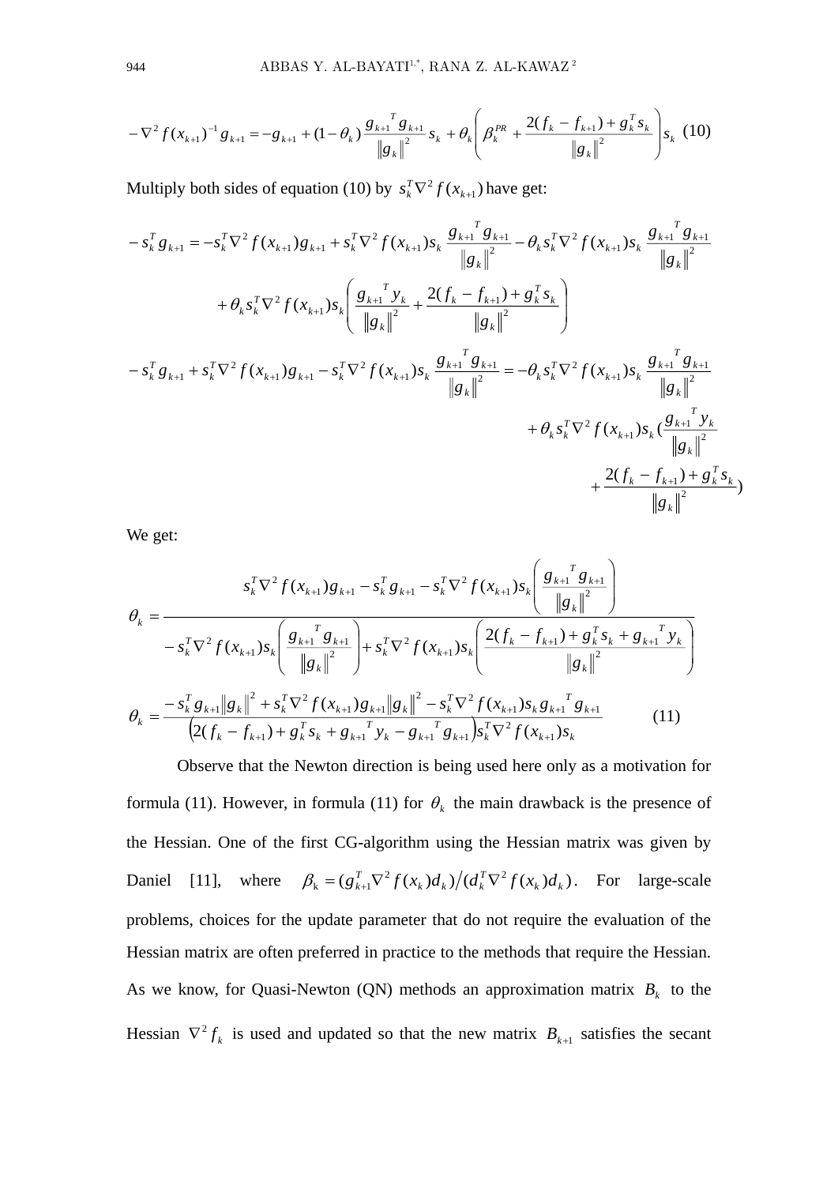$$-\nabla^2 f(x_{k+1})^{-1} g_{k+1} = -g_{k+1} + (1-\theta_k)\frac{g_{k+1}{}^T g_{k+1}}{\|g_k\|^2} s_k + \theta_k \left( \beta_k^{PR} + \frac{2(f_k - f_{k+1}) + g_k^T s_k}{\|g_k\|^2} \right) s_k \quad (10)$$

Multiply both sides of equation (10) by $s_k^T \nabla^2 f(x_{k+1})$ have get:

$$-s_k^T g_{k+1} = -s_k^T \nabla^2 f(x_{k+1}) g_{k+1} + s_k^T \nabla^2 f(x_{k+1}) s_k \frac{g_{k+1}{}^T g_{k+1}}{\|g_k\|^2} - \theta_k s_k^T \nabla^2 f(x_{k+1}) s_k \frac{g_{k+1}{}^T g_{k+1}}{\|g_k\|^2}$$

$$+ \theta_k s_k^T \nabla^2 f(x_{k+1}) s_k \left( \frac{g_{k+1}{}^T y_k}{\|g_k\|^2} + \frac{2(f_k - f_{k+1}) + g_k^T s_k}{\|g_k\|^2} \right)$$

$$-s_k^T g_{k+1} + s_k^T \nabla^2 f(x_{k+1}) g_{k+1} - s_k^T \nabla^2 f(x_{k+1}) s_k \frac{g_{k+1}{}^T g_{k+1}}{\|g_k\|^2} = -\theta_k s_k^T \nabla^2 f(x_{k+1}) s_k \frac{g_{k+1}{}^T g_{k+1}}{\|g_k\|^2}$$

$$+ \theta_k s_k^T \nabla^2 f(x_{k+1}) s_k \left( \frac{g_{k+1}{}^T y_k}{\|g_k\|^2} + \frac{2(f_k - f_{k+1}) + g_k^T s_k}{\|g_k\|^2} \right)$$

We get:

$$\theta_k = \frac{s_k^T \nabla^2 f(x_{k+1}) g_{k+1} - s_k^T g_{k+1} - s_k^T \nabla^2 f(x_{k+1}) s_k \left( \frac{g_{k+1}{}^T g_{k+1}}{\|g_k\|^2} \right)}{-s_k^T \nabla^2 f(x_{k+1}) s_k \left( \frac{g_{k+1}{}^T g_{k+1}}{\|g_k\|^2} \right) + s_k^T \nabla^2 f(x_{k+1}) s_k \left( \frac{2(f_k - f_{k+1}) + g_k^T s_k + g_{k+1}{}^T y_k}{\|g_k\|^2} \right)}$$

$$\theta_k = \frac{-s_k^T g_{k+1} \|g_k\|^2 + s_k^T \nabla^2 f(x_{k+1}) g_{k+1} \|g_k\|^2 - s_k^T \nabla^2 f(x_{k+1}) s_k g_{k+1}{}^T g_{k+1}}{\left( 2(f_k - f_{k+1}) + g_k^T s_k + g_{k+1}{}^T y_k - g_{k+1}{}^T g_{k+1} \right) s_k^T \nabla^2 f(x_{k+1}) s_k} \quad (11)$$

Observe that the Newton direction is being used here only as a motivation for formula (11). However, in formula (11) for $\theta_k$ the main drawback is the presence of the Hessian. One of the first CG-algorithm using the Hessian matrix was given by Daniel [11], where $\beta_k = (g_{k+1}^T \nabla^2 f(x_k) d_k) / (d_k^T \nabla^2 f(x_k) d_k)$. For large-scale problems, choices for the update parameter that do not require the evaluation of the Hessian matrix are often preferred in practice to the methods that require the Hessian. As we know, for Quasi-Newton (QN) methods an approximation matrix $B_k$ to the Hessian $\nabla^2 f_k$ is used and updated so that the new matrix $B_{k+1}$ satisfies the secant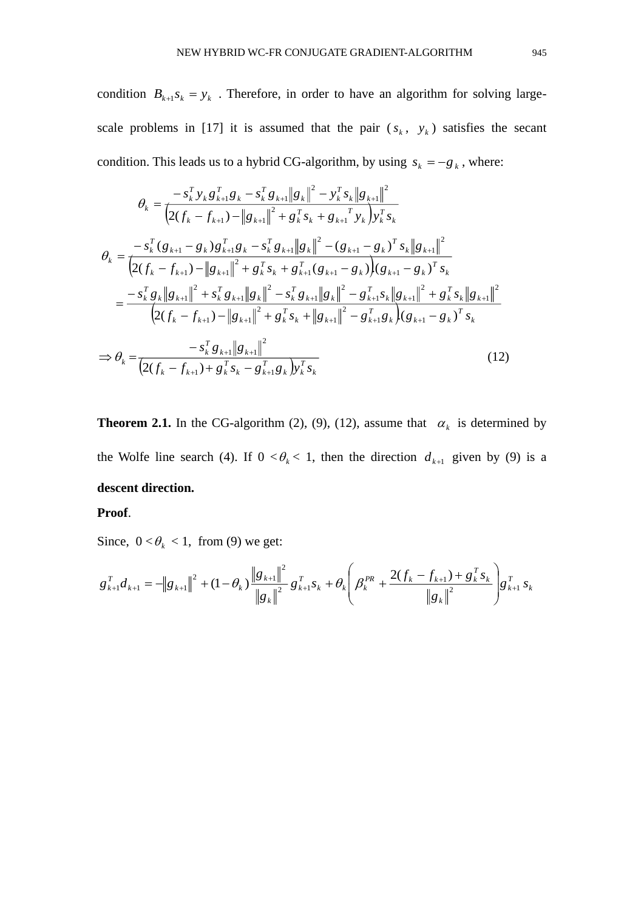condition $B_{k+1}s_k = y_k$ . Therefore, in order to have an algorithm for solving large-scale problems in [17] it is assumed that the pair ($s_k$, $y_k$) satisfies the secant condition. This leads us to a hybrid CG-algorithm, by using $s_k = -g_k$, where:

$$\theta_k = \frac{-s_k^T y_k g_{k+1}^T g_k - s_k^T g_{k+1}\|g_k\|^2 - y_k^T s_k \|g_{k+1}\|^2}{\left(2(f_k - f_{k+1}) - \|g_{k+1}\|^2 + g_k^T s_k + g_{k+1}{}^T y_k\right) y_k^T s_k}$$

$$\theta_k = \frac{-s_k^T (g_{k+1} - g_k) g_{k+1}^T g_k - s_k^T g_{k+1}\|g_k\|^2 - (g_{k+1} - g_k)^T s_k \|g_{k+1}\|^2}{\left(2(f_k - f_{k+1}) - \|g_{k+1}\|^2 + g_k^T s_k + g_{k+1}^T (g_{k+1} - g_k)\right).(g_{k+1} - g_k)^T s_k}$$

$$= \frac{-s_k^T g_k \|g_{k+1}\|^2 + s_k^T g_{k+1}\|g_k\|^2 - s_k^T g_{k+1}\|g_k\|^2 - g_{k+1}^T s_k \|g_{k+1}\|^2 + g_k^T s_k \|g_{k+1}\|^2}{\left(2(f_k - f_{k+1}) - \|g_{k+1}\|^2 + g_k^T s_k + \|g_{k+1}\|^2 - g_{k+1}^T g_k\right).(g_{k+1} - g_k)^T s_k}$$

$$\Rightarrow \theta_k = \frac{-s_k^T g_{k+1}\|g_{k+1}\|^2}{\left(2(f_k - f_{k+1}) + g_k^T s_k - g_{k+1}^T g_k\right) y_k^T s_k} \tag{12}$$

**Theorem 2.1.** In the CG-algorithm (2), (9), (12), assume that $\alpha_k$ is determined by the Wolfe line search (4). If $0 < \theta_k < 1$, then the direction $d_{k+1}$ given by (9) is a **descent direction.**

**Proof**.

Since, $0 < \theta_k < 1$, from (9) we get:

$$g_{k+1}^T d_{k+1} = -\|g_{k+1}\|^2 + (1 - \theta_k)\frac{\|g_{k+1}\|^2}{\|g_k\|^2} g_{k+1}^T s_k + \theta_k \left(\beta_k^{PR} + \frac{2(f_k - f_{k+1}) + g_k^T s_k}{\|g_k\|^2}\right) g_{k+1}^T s_k$$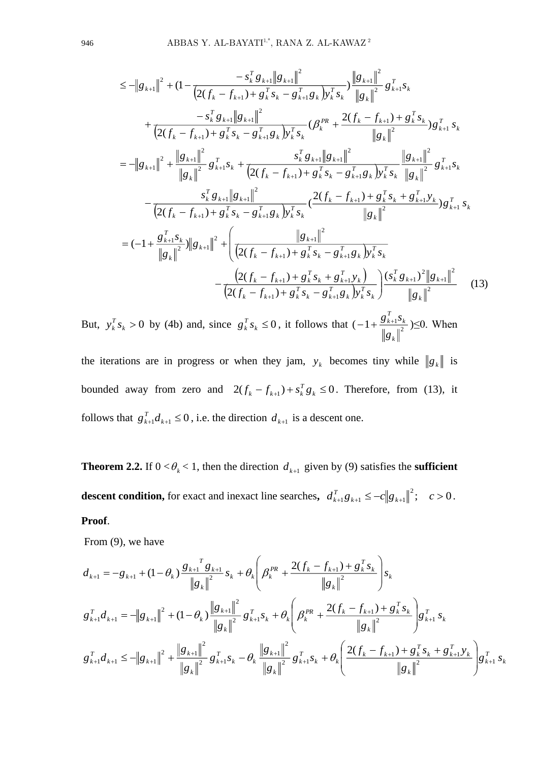$$
\begin{aligned}
&\le -\|g_{k+1}\|^2 + \Big(1 - \frac{-s_k^T g_{k+1}\|g_{k+1}\|^2}{\left(2(f_k - f_{k+1}) + g_k^T s_k - g_{k+1}^T g_k\right) y_k^T s_k}\Big) \frac{\|g_{k+1}\|^2}{\|g_k\|^2} g_{k+1}^T s_k \\
&\quad + \frac{-s_k^T g_{k+1}\|g_{k+1}\|^2}{\left(2(f_k - f_{k+1}) + g_k^T s_k - g_{k+1}^T g_k\right) y_k^T s_k} \Big(\beta_k^{PR} + \frac{2(f_k - f_{k+1}) + g_k^T s_k}{\|g_k\|^2}\Big) g_{k+1}^T s_k \\
&= -\|g_{k+1}\|^2 + \frac{\|g_{k+1}\|^2}{\|g_k\|^2} g_{k+1}^T s_k + \frac{s_k^T g_{k+1}\|g_{k+1}\|^2}{\left(2(f_k - f_{k+1}) + g_k^T s_k - g_{k+1}^T g_k\right) y_k^T s_k} \frac{\|g_{k+1}\|^2}{\|g_k\|^2} g_{k+1}^T s_k \\
&\quad - \frac{s_k^T g_{k+1}\|g_{k+1}\|^2}{\left(2(f_k - f_{k+1}) + g_k^T s_k - g_{k+1}^T g_k\right) y_k^T s_k} \Big(\frac{2(f_k - f_{k+1}) + g_k^T s_k + g_{k+1}^T y_k}{\|g_k\|^2}\Big) g_{k+1}^T s_k \\
&= \Big(-1 + \frac{g_{k+1}^T s_k}{\|g_k\|^2}\Big)\|g_{k+1}\|^2 + \left( \frac{\|g_{k+1}\|^2}{\left(2(f_k - f_{k+1}) + g_k^T s_k - g_{k+1}^T g_k\right) y_k^T s_k} \right. \\
&\qquad \left. - \frac{\left(2(f_k - f_{k+1}) + g_k^T s_k + g_{k+1}^T y_k\right)}{\left(2(f_k - f_{k+1}) + g_k^T s_k - g_{k+1}^T g_k\right) y_k^T s_k} \right) \frac{(s_k^T g_{k+1})^2 \|g_{k+1}\|^2}{\|g_k\|^2} \qquad (13)
\end{aligned}
$$

But, $y_k^T s_k > 0$ by (4b) and, since $g_k^T s_k \le 0$, it follows that $\Big(-1 + \dfrac{g_{k+1}^T s_k}{\|g_k\|^2}\Big) \le 0$. When the iterations are in progress or when they jam, $y_k$ becomes tiny while $\|g_k\|$ is bounded away from zero and $2(f_k - f_{k+1}) + s_k^T g_k \le 0$. Therefore, from (13), it follows that $g_{k+1}^T d_{k+1} \le 0$, i.e. the direction $d_{k+1}$ is a descent one.

**Theorem 2.2.** If $0 < \theta_k < 1$, then the direction $d_{k+1}$ given by (9) satisfies the **sufficient descent condition,** for exact and inexact line searches**,** $d_{k+1}^T g_{k+1} \le -c\|g_{k+1}\|^2; \quad c > 0$.

**Proof**.

From (9), we have

$$
d_{k+1} = -g_{k+1} + (1 - \theta_k) \frac{g_{k+1}^T g_{k+1}}{\|g_k\|^2} s_k + \theta_k \left( \beta_k^{PR} + \frac{2(f_k - f_{k+1}) + g_k^T s_k}{\|g_k\|^2} \right) s_k
$$

$$
g_{k+1}^T d_{k+1} = -\|g_{k+1}\|^2 + (1 - \theta_k) \frac{\|g_{k+1}\|^2}{\|g_k\|^2} g_{k+1}^T s_k + \theta_k \left( \beta_k^{PR} + \frac{2(f_k - f_{k+1}) + g_k^T s_k}{\|g_k\|^2} \right) g_{k+1}^T s_k
$$

$$
g_{k+1}^T d_{k+1} \le -\|g_{k+1}\|^2 + \frac{\|g_{k+1}\|^2}{\|g_k\|^2} g_{k+1}^T s_k - \theta_k \frac{\|g_{k+1}\|^2}{\|g_k\|^2} g_{k+1}^T s_k + \theta_k \left( \frac{2(f_k - f_{k+1}) + g_k^T s_k + g_{k+1}^T y_k}{\|g_k\|^2} \right) g_{k+1}^T s_k
$$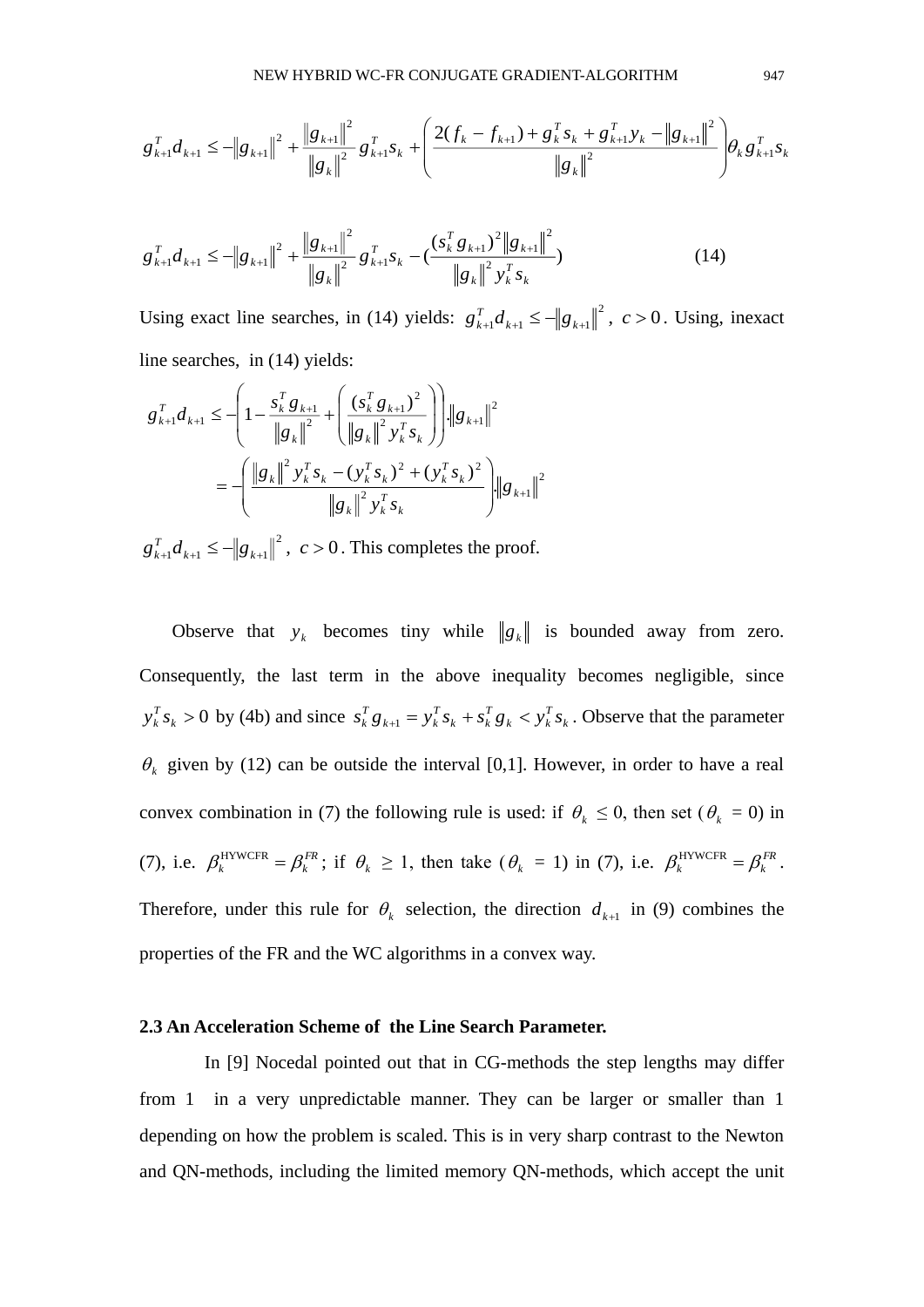$$g_{k+1}^T d_{k+1} \le -\|g_{k+1}\|^2 + \frac{\|g_{k+1}\|^2}{\|g_k\|^2} g_{k+1}^T s_k + \left( \frac{2(f_k - f_{k+1}) + g_k^T s_k + g_{k+1}^T y_k - \|g_{k+1}\|^2}{\|g_k\|^2} \right) \theta_k g_{k+1}^T s_k$$

$$g_{k+1}^T d_{k+1} \le -\|g_{k+1}\|^2 + \frac{\|g_{k+1}\|^2}{\|g_k\|^2} g_{k+1}^T s_k - \left( \frac{(s_k^T g_{k+1})^2 \|g_{k+1}\|^2}{\|g_k\|^2 y_k^T s_k} \right) \tag{14}$$

Using exact line searches, in (14) yields: $g_{k+1}^T d_{k+1} \le -\|g_{k+1}\|^2$, $c > 0$. Using, inexact line searches, in (14) yields:

$$\begin{aligned} g_{k+1}^T d_{k+1} &\le -\left( 1 - \frac{s_k^T g_{k+1}}{\|g_k\|^2} + \left( \frac{(s_k^T g_{k+1})^2}{\|g_k\|^2 y_k^T s_k} \right) \right) \cdot \|g_{k+1}\|^2 \\ &= -\left( \frac{\|g_k\|^2 y_k^T s_k - (y_k^T s_k)^2 + (y_k^T s_k)^2}{\|g_k\|^2 y_k^T s_k} \right) \cdot \|g_{k+1}\|^2 \end{aligned}$$

$g_{k+1}^T d_{k+1} \le -\|g_{k+1}\|^2$, $c > 0$. This completes the proof.

Observe that $y_k$ becomes tiny while $\|g_k\|$ is bounded away from zero. Consequently, the last term in the above inequality becomes negligible, since $y_k^T s_k > 0$ by (4b) and since $s_k^T g_{k+1} = y_k^T s_k + s_k^T g_k < y_k^T s_k$. Observe that the parameter $\theta_k$ given by (12) can be outside the interval [0,1]. However, in order to have a real convex combination in (7) the following rule is used: if $\theta_k \le 0$, then set ($\theta_k = 0$) in (7), i.e. $\beta_k^{\text{HYWCFR}} = \beta_k^{FR}$; if $\theta_k \ge 1$, then take ($\theta_k = 1$) in (7), i.e. $\beta_k^{\text{HYWCFR}} = \beta_k^{FR}$. Therefore, under this rule for $\theta_k$ selection, the direction $d_{k+1}$ in (9) combines the properties of the FR and the WC algorithms in a convex way.

### 2.3 An Acceleration Scheme of the Line Search Parameter.

In [9] Nocedal pointed out that in CG-methods the step lengths may differ from 1 in a very unpredictable manner. They can be larger or smaller than 1 depending on how the problem is scaled. This is in very sharp contrast to the Newton and QN-methods, including the limited memory QN-methods, which accept the unit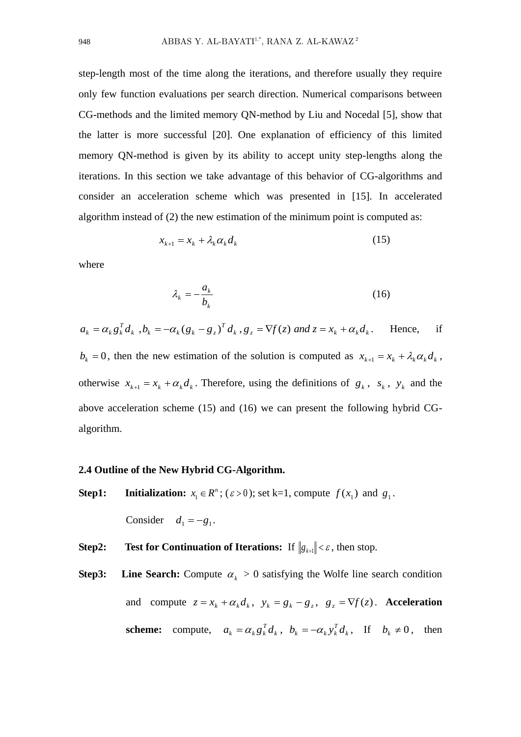step-length most of the time along the iterations, and therefore usually they require only few function evaluations per search direction. Numerical comparisons between CG-methods and the limited memory QN-method by Liu and Nocedal [5], show that the latter is more successful [20]. One explanation of efficiency of this limited memory QN-method is given by its ability to accept unity step-lengths along the iterations. In this section we take advantage of this behavior of CG-algorithms and consider an acceleration scheme which was presented in [15]. In accelerated algorithm instead of (2) the new estimation of the minimum point is computed as:

$$x_{k+1} = x_k + \lambda_k \alpha_k d_k \tag{15}$$

where

$$\lambda_k = -\frac{a_k}{b_k} \tag{16}$$

$a_k = \alpha_k g_k^T d_k$ , $b_k = -\alpha_k (g_k - g_z)^T d_k$ , $g_z = \nabla f(z)$ *and* $z = x_k + \alpha_k d_k$. Hence, if $b_k = 0$, then the new estimation of the solution is computed as $x_{k+1} = x_k + \lambda_k \alpha_k d_k$, otherwise $x_{k+1} = x_k + \alpha_k d_k$. Therefore, using the definitions of $g_k$, $s_k$, $y_k$ and the above acceleration scheme (15) and (16) we can present the following hybrid CG-algorithm.

### 2.4 Outline of the New Hybrid CG-Algorithm.

**Step1:** **Initialization:** $x_1 \in R^n$; $(\varepsilon > 0)$; set k=1, compute $f(x_1)$ and $g_1$.

Consider $d_1 = -g_1$.

**Step2:** **Test for Continuation of Iterations:** If $\|g_{k+1}\| < \varepsilon$, then stop.

**Step3:** **Line Search:** Compute $\alpha_k > 0$ satisfying the Wolfe line search condition and compute $z = x_k + \alpha_k d_k$, $y_k = g_k - g_z$, $g_z = \nabla f(z)$. **Acceleration scheme:** compute, $a_k = \alpha_k g_k^T d_k$, $b_k = -\alpha_k y_k^T d_k$, If $b_k \neq 0$, then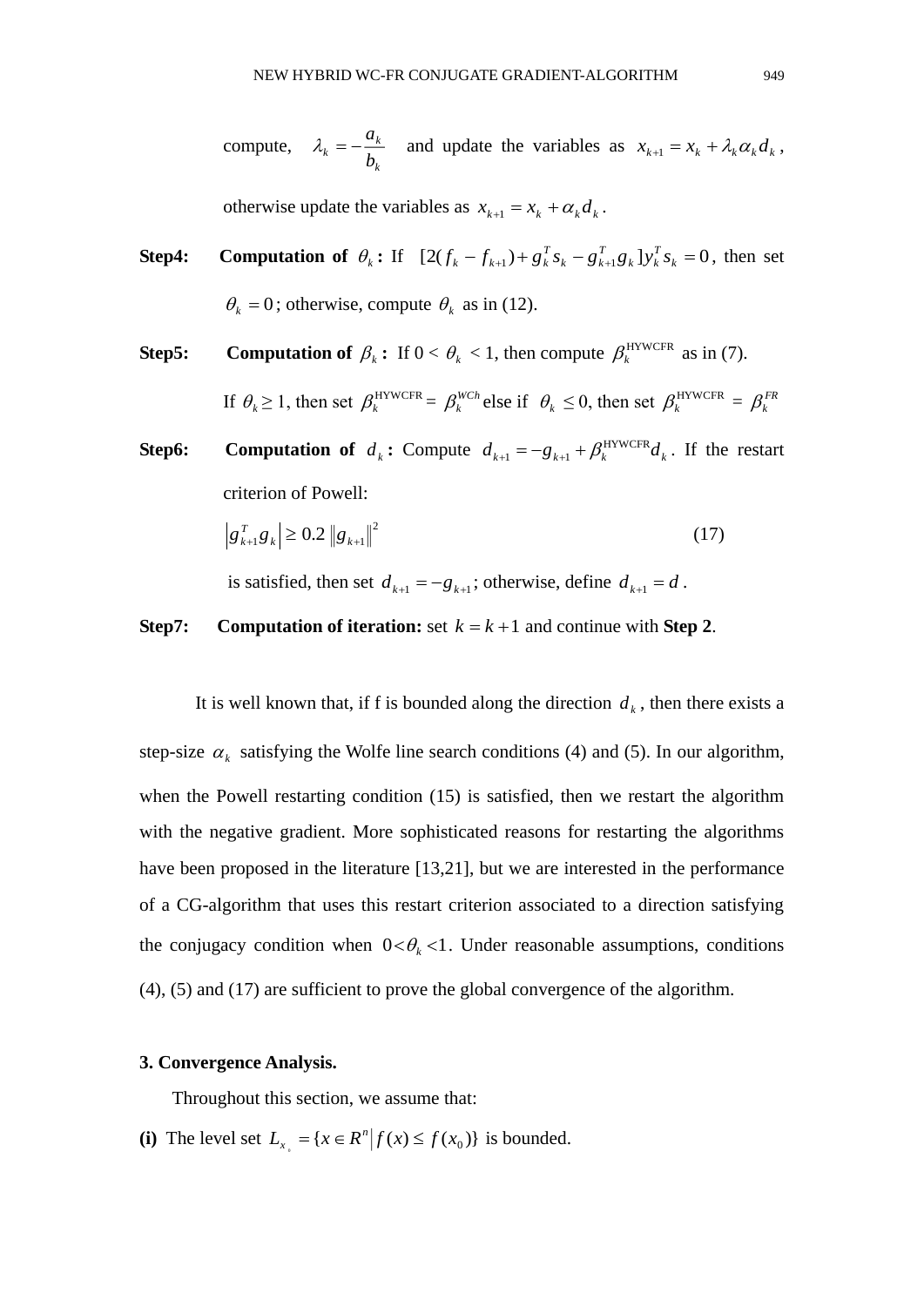compute, $\lambda_k = -\dfrac{a_k}{b_k}$ and update the variables as $x_{k+1} = x_k + \lambda_k \alpha_k d_k$,

otherwise update the variables as $x_{k+1} = x_k + \alpha_k d_k$.

**Step4:** **Computation of $\theta_k$:** If $[2(f_k - f_{k+1}) + g_k^T s_k - g_{k+1}^T g_k] y_k^T s_k = 0$, then set $\theta_k = 0$; otherwise, compute $\theta_k$ as in (12).

**Step5:** **Computation of $\beta_k$:** If $0 < \theta_k < 1$, then compute $\beta_k^{\text{HYWCFR}}$ as in (7).

If $\theta_k \geq 1$, then set $\beta_k^{\text{HYWCFR}} = \beta_k^{WCh}$ else if $\theta_k \leq 0$, then set $\beta_k^{\text{HYWCFR}} = \beta_k^{FR}$

**Step6:** **Computation of $d_k$:** Compute $d_{k+1} = -g_{k+1} + \beta_k^{\text{HYWCFR}} d_k$. If the restart criterion of Powell:

$$\left| g_{k+1}^T g_k \right| \geq 0.2 \left\| g_{k+1} \right\|^2 \tag{17}$$

is satisfied, then set $d_{k+1} = -g_{k+1}$; otherwise, define $d_{k+1} = d$.

**Step7:** **Computation of iteration:** set $k = k+1$ and continue with **Step 2**.

It is well known that, if f is bounded along the direction $d_k$, then there exists a step-size $\alpha_k$ satisfying the Wolfe line search conditions (4) and (5). In our algorithm, when the Powell restarting condition (15) is satisfied, then we restart the algorithm with the negative gradient. More sophisticated reasons for restarting the algorithms have been proposed in the literature [13,21], but we are interested in the performance of a CG-algorithm that uses this restart criterion associated to a direction satisfying the conjugacy condition when $0 < \theta_k < 1$. Under reasonable assumptions, conditions (4), (5) and (17) are sufficient to prove the global convergence of the algorithm.

## 3. Convergence Analysis.

Throughout this section, we assume that:

**(i)** The level set $L_{x_0} = \{x \in R^n \,|\, f(x) \leq f(x_0)\}$ is bounded.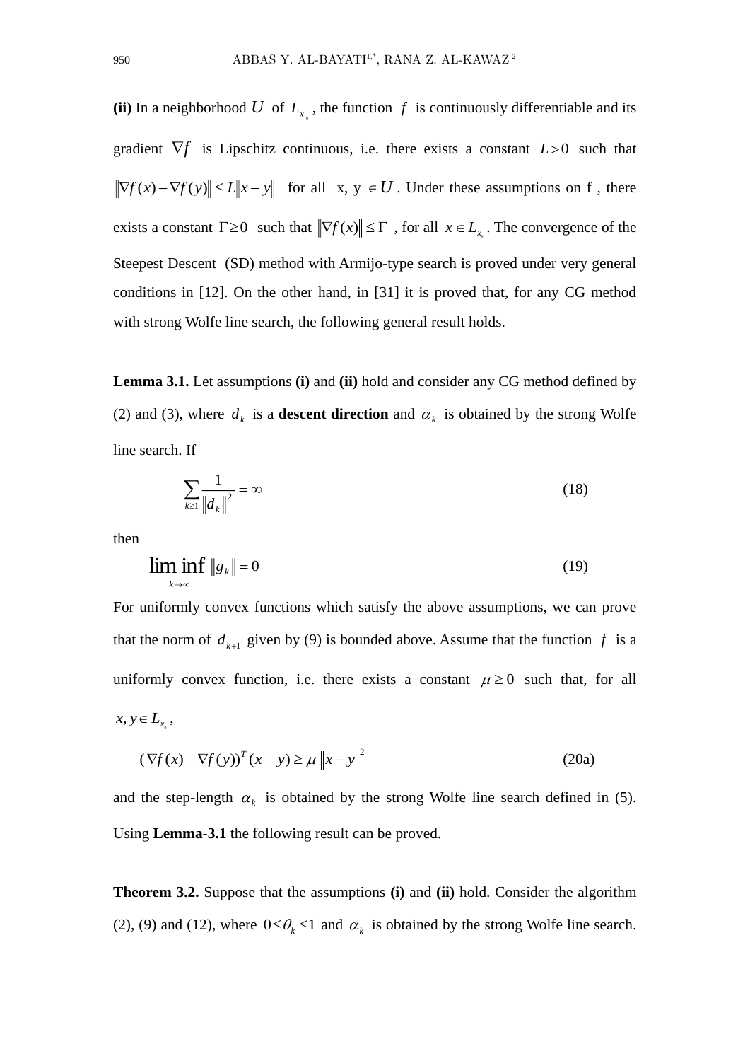**(ii)** In a neighborhood $U$ of $L_{x_0}$, the function $f$ is continuously differentiable and its gradient $\nabla f$ is Lipschitz continuous, i.e. there exists a constant $L > 0$ such that $\|\nabla f(x) - \nabla f(y)\| \le L\|x - y\|$ for all x, y $\in U$. Under these assumptions on f , there exists a constant $\Gamma \ge 0$ such that $\|\nabla f(x)\| \le \Gamma$ , for all $x \in L_{x_0}$. The convergence of the Steepest Descent (SD) method with Armijo-type search is proved under very general conditions in [12]. On the other hand, in [31] it is proved that, for any CG method with strong Wolfe line search, the following general result holds.

**Lemma 3.1.** Let assumptions **(i)** and **(ii)** hold and consider any CG method defined by (2) and (3), where $d_k$ is a **descent direction** and $\alpha_k$ is obtained by the strong Wolfe line search. If

$$\sum_{k \ge 1} \frac{1}{\|d_k\|^2} = \infty \tag{18}$$

then

$$\liminf_{k \to \infty} \|g_k\| = 0 \tag{19}$$

For uniformly convex functions which satisfy the above assumptions, we can prove that the norm of $d_{k+1}$ given by (9) is bounded above. Assume that the function $f$ is a uniformly convex function, i.e. there exists a constant $\mu \ge 0$ such that, for all $x, y \in L_{x_0}$,

$$(\nabla f(x) - \nabla f(y))^T (x - y) \ge \mu \, \|x - y\|^2 \tag{20a}$$

and the step-length $\alpha_k$ is obtained by the strong Wolfe line search defined in (5). Using **Lemma-3.1** the following result can be proved.

**Theorem 3.2.** Suppose that the assumptions **(i)** and **(ii)** hold. Consider the algorithm (2), (9) and (12), where $0 \le \theta_k \le 1$ and $\alpha_k$ is obtained by the strong Wolfe line search.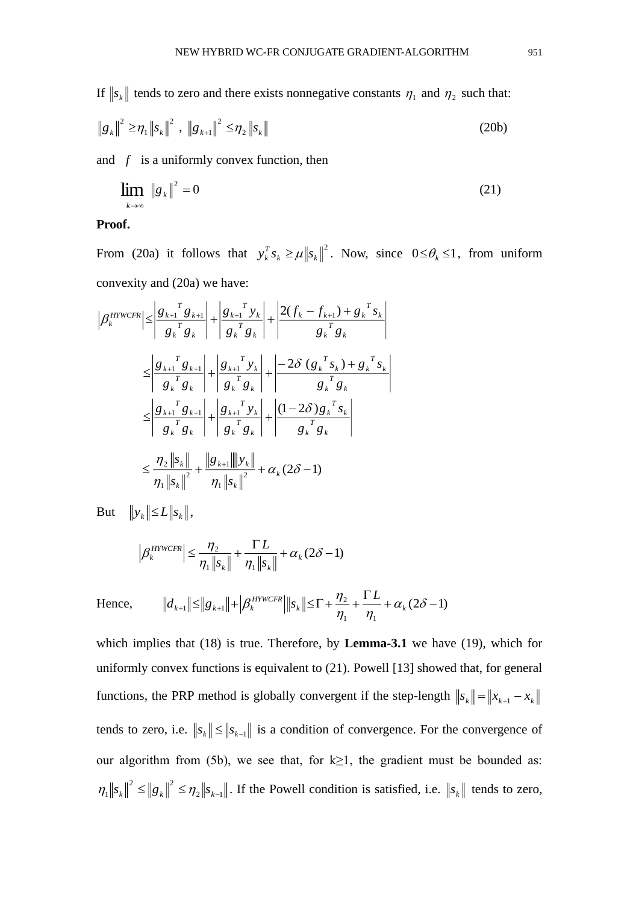If $\|s_k\|$ tends to zero and there exists nonnegative constants $\eta_1$ and $\eta_2$ such that:

$$\|g_k\|^2 \geq \eta_1 \|s_k\|^2 \ , \ \|g_{k+1}\|^2 \leq \eta_2 \|s_k\| \tag{20b}$$

and $f$ is a uniformly convex function, then

$$\lim_{k\to\infty} \|g_k\|^2 = 0 \tag{21}$$

**Proof.**

From (20a) it follows that $y_k^T s_k \geq \mu \|s_k\|^2$. Now, since $0 \leq \theta_k \leq 1$, from uniform convexity and (20a) we have:

$$\left|\beta_k^{HYWCFR}\right| \leq \left|\frac{g_{k+1}{}^T g_{k+1}}{g_k{}^T g_k}\right| + \left|\frac{g_{k+1}{}^T y_k}{g_k{}^T g_k}\right| + \left|\frac{2(f_k - f_{k+1}) + g_k{}^T s_k}{g_k{}^T g_k}\right|$$

$$\leq \left|\frac{g_{k+1}{}^T g_{k+1}}{g_k{}^T g_k}\right| + \left|\frac{g_{k+1}{}^T y_k}{g_k{}^T g_k}\right| + \left|\frac{-2\delta\ (g_k{}^T s_k) + g_k{}^T s_k}{g_k{}^T g_k}\right|$$

$$\leq \left|\frac{g_{k+1}{}^T g_{k+1}}{g_k{}^T g_k}\right| + \left|\frac{g_{k+1}{}^T y_k}{g_k{}^T g_k}\right| + \left|\frac{(1-2\delta) g_k{}^T s_k}{g_k{}^T g_k}\right|$$

$$\leq \frac{\eta_2 \|s_k\|}{\eta_1 \|s_k\|^2} + \frac{\|g_{k+1}\| \|y_k\|}{\eta_1 \|s_k\|^2} + \alpha_k (2\delta - 1)$$

But $\|y_k\| \leq L \|s_k\|$,

$$\left|\beta_k^{HYWCFR}\right| \leq \frac{\eta_2}{\eta_1 \|s_k\|} + \frac{\Gamma L}{\eta_1 \|s_k\|} + \alpha_k (2\delta - 1)$$

Hence, $\|d_{k+1}\| \leq \|g_{k+1}\| + \left|\beta_k^{HYWCFR}\right| \|s_k\| \leq \Gamma + \dfrac{\eta_2}{\eta_1} + \dfrac{\Gamma L}{\eta_1} + \alpha_k (2\delta - 1)$

which implies that (18) is true. Therefore, by **Lemma-3.1** we have (19), which for uniformly convex functions is equivalent to (21). Powell [13] showed that, for general functions, the PRP method is globally convergent if the step-length $\|s_k\| = \|x_{k+1} - x_k\|$ tends to zero, i.e. $\|s_k\| \leq \|s_{k-1}\|$ is a condition of convergence. For the convergence of our algorithm from (5b), we see that, for k≥1, the gradient must be bounded as: $\eta_1 \|s_k\|^2 \leq \|g_k\|^2 \leq \eta_2 \|s_{k-1}\|$. If the Powell condition is satisfied, i.e. $\|s_k\|$ tends to zero,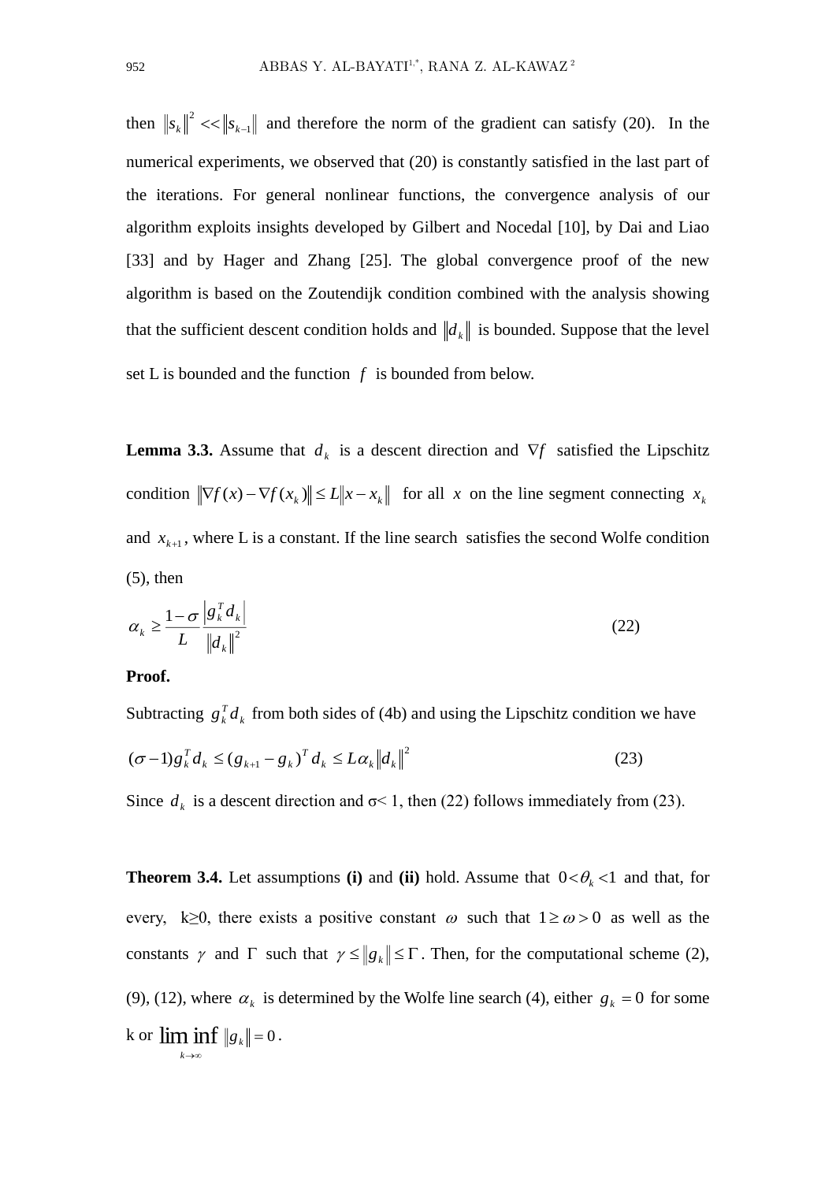then $\|s_k\|^2 << \|s_{k-1}\|$ and therefore the norm of the gradient can satisfy (20). In the numerical experiments, we observed that (20) is constantly satisfied in the last part of the iterations. For general nonlinear functions, the convergence analysis of our algorithm exploits insights developed by Gilbert and Nocedal [10], by Dai and Liao [33] and by Hager and Zhang [25]. The global convergence proof of the new algorithm is based on the Zoutendijk condition combined with the analysis showing that the sufficient descent condition holds and $\|d_k\|$ is bounded. Suppose that the level set L is bounded and the function $f$ is bounded from below.

**Lemma 3.3.** Assume that $d_k$ is a descent direction and $\nabla f$ satisfied the Lipschitz condition $\|\nabla f(x) - \nabla f(x_k)\| \le L\|x - x_k\|$ for all $x$ on the line segment connecting $x_k$ and $x_{k+1}$, where L is a constant. If the line search satisfies the second Wolfe condition (5), then

$$\alpha_k \ge \frac{1-\sigma}{L} \frac{|g_k^T d_k|}{\|d_k\|^2} \tag{22}$$

**Proof.**

Subtracting $g_k^T d_k$ from both sides of (4b) and using the Lipschitz condition we have

$$(\sigma - 1) g_k^T d_k \le (g_{k+1} - g_k)^T d_k \le L\alpha_k \|d_k\|^2 \tag{23}$$

Since $d_k$ is a descent direction and $\sigma < 1$, then (22) follows immediately from (23).

**Theorem 3.4.** Let assumptions **(i)** and **(ii)** hold. Assume that $0 < \theta_k < 1$ and that, for every, $k \ge 0$, there exists a positive constant $\omega$ such that $1 \ge \omega > 0$ as well as the constants $\gamma$ and $\Gamma$ such that $\gamma \le \|g_k\| \le \Gamma$. Then, for the computational scheme (2), (9), (12), where $\alpha_k$ is determined by the Wolfe line search (4), either $g_k = 0$ for some k or $\liminf_{k \to \infty} \|g_k\| = 0$.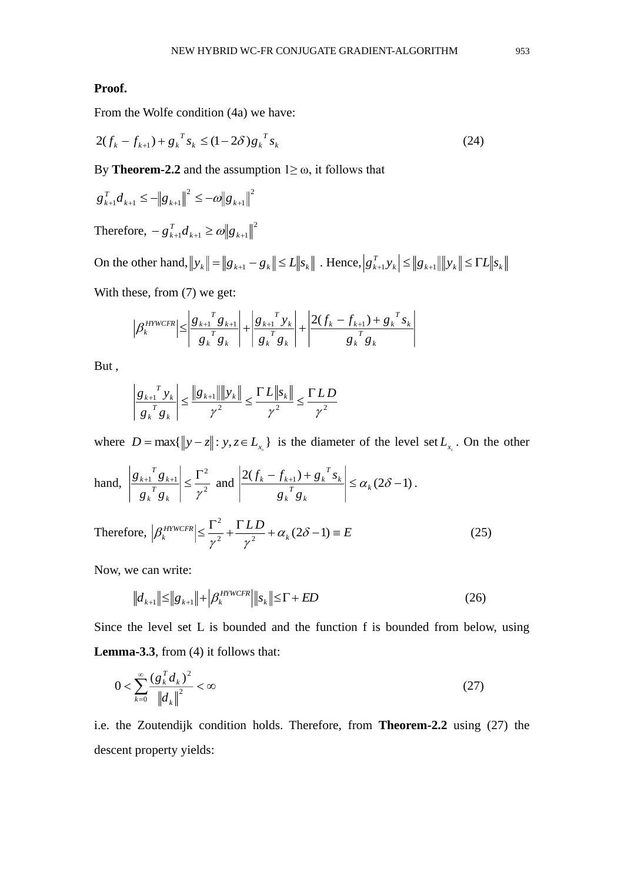**Proof.**

From the Wolfe condition (4a) we have:

$$2(f_k - f_{k+1}) + g_k{}^T s_k \leq (1-2\delta) g_k{}^T s_k \tag{24}$$

By **Theorem-2.2** and the assumption $1 \geq \omega$, it follows that

$$g_{k+1}^T d_{k+1} \leq -\|g_{k+1}\|^2 \leq -\omega \|g_{k+1}\|^2$$

Therefore, $-g_{k+1}^T d_{k+1} \geq \omega \|g_{k+1}\|^2$

On the other hand, $\|y_k\| = \|g_{k+1} - g_k\| \leq L\|s_k\|$ . Hence, $\left|g_{k+1}^T y_k\right| \leq \|g_{k+1}\|\|y_k\| \leq \Gamma L \|s_k\|$

With these, from (7) we get:

$$\left|\beta_k^{HYWCFR}\right| \leq \left|\frac{g_{k+1}{}^T g_{k+1}}{g_k{}^T g_k}\right| + \left|\frac{g_{k+1}{}^T y_k}{g_k{}^T g_k}\right| + \left|\frac{2(f_k - f_{k+1}) + g_k{}^T s_k}{g_k{}^T g_k}\right|$$

But ,

$$\left|\frac{g_{k+1}{}^T y_k}{g_k{}^T g_k}\right| \leq \frac{\|g_{k+1}\|\|y_k\|}{\gamma^2} \leq \frac{\Gamma L \|s_k\|}{\gamma^2} \leq \frac{\Gamma L D}{\gamma^2}$$

where $D = \max\{\|y - z\| : y, z \in L_{x_0}\}$ is the diameter of the level set $L_{x_0}$. On the other hand, $\left|\frac{g_{k+1}{}^T g_{k+1}}{g_k{}^T g_k}\right| \leq \frac{\Gamma^2}{\gamma^2}$ and $\left|\frac{2(f_k - f_{k+1}) + g_k{}^T s_k}{g_k{}^T g_k}\right| \leq \alpha_k (2\delta - 1)$.

Therefore, $$\left|\beta_k^{HYWCFR}\right| \leq \frac{\Gamma^2}{\gamma^2} + \frac{\Gamma L D}{\gamma^2} + \alpha_k (2\delta - 1) \equiv E \tag{25}$$

Now, we can write:

$$\|d_{k+1}\| \leq \|g_{k+1}\| + \left|\beta_k^{HYWCFR}\right| \|s_k\| \leq \Gamma + ED \tag{26}$$

Since the level set L is bounded and the function f is bounded from below, using **Lemma-3.3**, from (4) it follows that:

$$0 < \sum_{k=0}^{\infty} \frac{(g_k^T d_k)^2}{\|d_k\|^2} < \infty \tag{27}$$

i.e. the Zoutendijk condition holds. Therefore, from **Theorem-2.2** using (27) the descent property yields: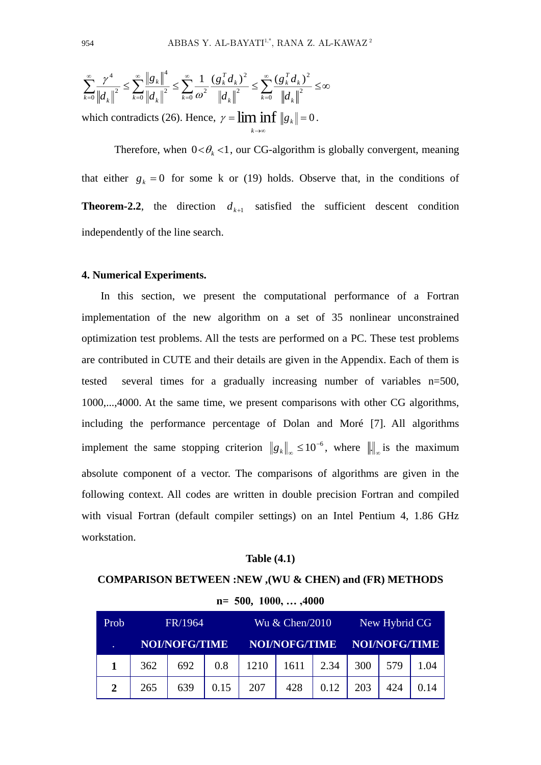$$\sum_{k=0}^{\infty}\frac{\gamma^4}{\|d_k\|^2}\le\sum_{k=0}^{\infty}\frac{\|g_k\|^4}{\|d_k\|^2}\le\sum_{k=0}^{\infty}\frac{1}{\omega^2}\frac{(g_k^Td_k)^2}{\|d_k\|^2}\le\sum_{k=0}^{\infty}\frac{(g_k^Td_k)^2}{\|d_k\|^2}\le\infty$$

which contradicts (26). Hence, $\gamma=\liminf_{k\to\infty}\|g_k\|=0$.

Therefore, when $0<\theta_k<1$, our CG-algorithm is globally convergent, meaning that either $g_k=0$ for some k or (19) holds. Observe that, in the conditions of **Theorem-2.2**, the direction $d_{k+1}$ satisfied the sufficient descent condition independently of the line search.

## 4. Numerical Experiments.

In this section, we present the computational performance of a Fortran implementation of the new algorithm on a set of 35 nonlinear unconstrained optimization test problems. All the tests are performed on a PC. These test problems are contributed in CUTE and their details are given in the Appendix. Each of them is tested several times for a gradually increasing number of variables n=500, 1000,...,4000. At the same time, we present comparisons with other CG algorithms, including the performance percentage of Dolan and Moré [7]. All algorithms implement the same stopping criterion $\|g_k\|_\infty\le 10^{-6}$, where $\|.\|_\infty$ is the maximum absolute component of a vector. The comparisons of algorithms are given in the following context. All codes are written in double precision Fortran and compiled with visual Fortran (default compiler settings) on an Intel Pentium 4, 1.86 GHz workstation.

**Table (4.1)**

**COMPARISON BETWEEN :NEW ,(WU & CHEN) and (FR) METHODS**

**n= 500, 1000, … ,4000**

| Prob | FR/1964 | | | Wu & Chen/2010 | | | New Hybrid CG | | |
|---|---|---|---|---|---|---|---|---|---|
| . | **NOI/NOFG/TIME** | | | **NOI/NOFG/TIME** | | | **NOI/NOFG/TIME** | | |
| **1** | 362 | 692 | 0.8 | 1210 | 1611 | 2.34 | 300 | 579 | 1.04 |
| **2** | 265 | 639 | 0.15 | 207 | 428 | 0.12 | 203 | 424 | 0.14 |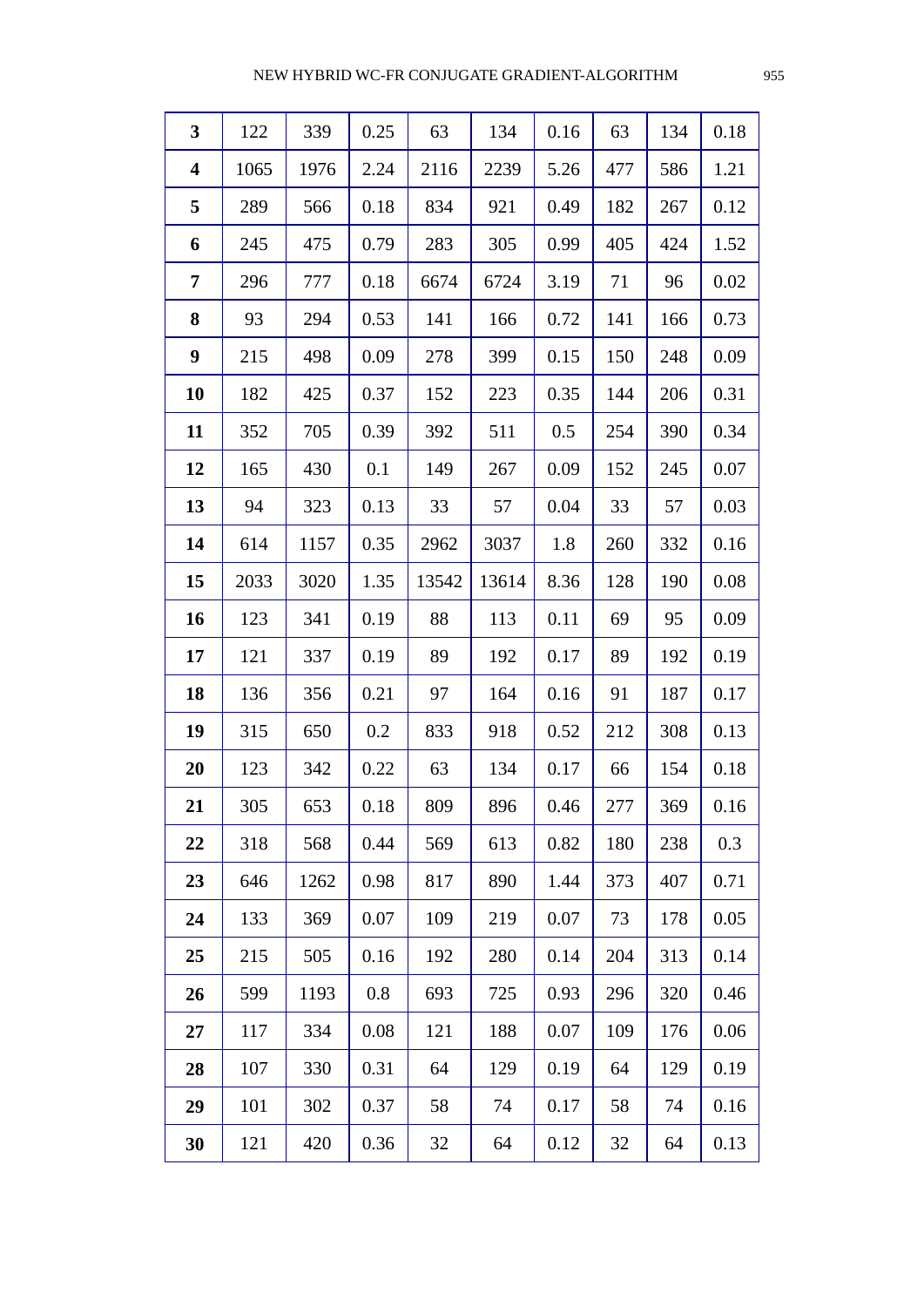| | | | | | | | | | |
|---|---|---|---|---|---|---|---|---|---|
| **3** | 122 | 339 | 0.25 | 63 | 134 | 0.16 | 63 | 134 | 0.18 |
| **4** | 1065 | 1976 | 2.24 | 2116 | 2239 | 5.26 | 477 | 586 | 1.21 |
| **5** | 289 | 566 | 0.18 | 834 | 921 | 0.49 | 182 | 267 | 0.12 |
| **6** | 245 | 475 | 0.79 | 283 | 305 | 0.99 | 405 | 424 | 1.52 |
| **7** | 296 | 777 | 0.18 | 6674 | 6724 | 3.19 | 71 | 96 | 0.02 |
| **8** | 93 | 294 | 0.53 | 141 | 166 | 0.72 | 141 | 166 | 0.73 |
| **9** | 215 | 498 | 0.09 | 278 | 399 | 0.15 | 150 | 248 | 0.09 |
| **10** | 182 | 425 | 0.37 | 152 | 223 | 0.35 | 144 | 206 | 0.31 |
| **11** | 352 | 705 | 0.39 | 392 | 511 | 0.5 | 254 | 390 | 0.34 |
| **12** | 165 | 430 | 0.1 | 149 | 267 | 0.09 | 152 | 245 | 0.07 |
| **13** | 94 | 323 | 0.13 | 33 | 57 | 0.04 | 33 | 57 | 0.03 |
| **14** | 614 | 1157 | 0.35 | 2962 | 3037 | 1.8 | 260 | 332 | 0.16 |
| **15** | 2033 | 3020 | 1.35 | 13542 | 13614 | 8.36 | 128 | 190 | 0.08 |
| **16** | 123 | 341 | 0.19 | 88 | 113 | 0.11 | 69 | 95 | 0.09 |
| **17** | 121 | 337 | 0.19 | 89 | 192 | 0.17 | 89 | 192 | 0.19 |
| **18** | 136 | 356 | 0.21 | 97 | 164 | 0.16 | 91 | 187 | 0.17 |
| **19** | 315 | 650 | 0.2 | 833 | 918 | 0.52 | 212 | 308 | 0.13 |
| **20** | 123 | 342 | 0.22 | 63 | 134 | 0.17 | 66 | 154 | 0.18 |
| **21** | 305 | 653 | 0.18 | 809 | 896 | 0.46 | 277 | 369 | 0.16 |
| **22** | 318 | 568 | 0.44 | 569 | 613 | 0.82 | 180 | 238 | 0.3 |
| **23** | 646 | 1262 | 0.98 | 817 | 890 | 1.44 | 373 | 407 | 0.71 |
| **24** | 133 | 369 | 0.07 | 109 | 219 | 0.07 | 73 | 178 | 0.05 |
| **25** | 215 | 505 | 0.16 | 192 | 280 | 0.14 | 204 | 313 | 0.14 |
| **26** | 599 | 1193 | 0.8 | 693 | 725 | 0.93 | 296 | 320 | 0.46 |
| **27** | 117 | 334 | 0.08 | 121 | 188 | 0.07 | 109 | 176 | 0.06 |
| **28** | 107 | 330 | 0.31 | 64 | 129 | 0.19 | 64 | 129 | 0.19 |
| **29** | 101 | 302 | 0.37 | 58 | 74 | 0.17 | 58 | 74 | 0.16 |
| **30** | 121 | 420 | 0.36 | 32 | 64 | 0.12 | 32 | 64 | 0.13 |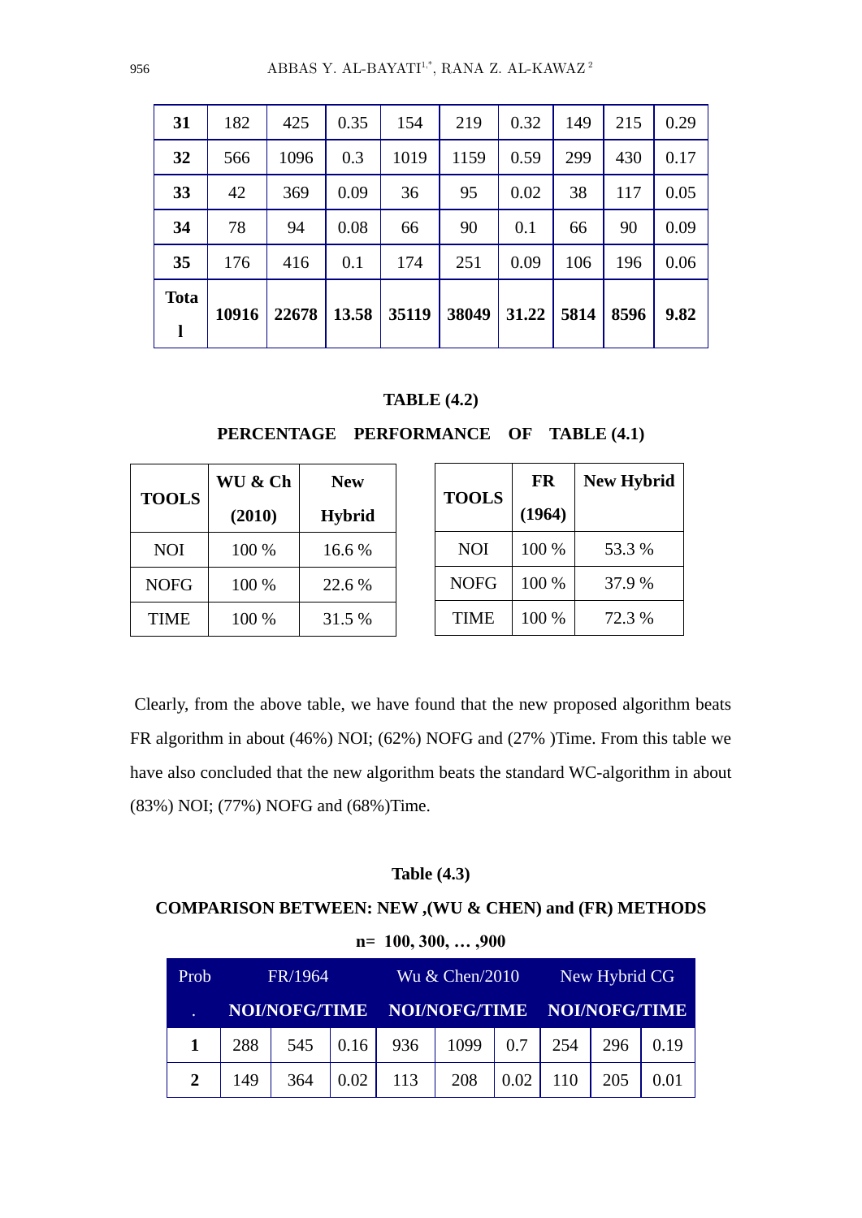| | | | | | | | | | |
|---|---|---|---|---|---|---|---|---|---|
| **31** | 182 | 425 | 0.35 | 154 | 219 | 0.32 | 149 | 215 | 0.29 |
| **32** | 566 | 1096 | 0.3 | 1019 | 1159 | 0.59 | 299 | 430 | 0.17 |
| **33** | 42 | 369 | 0.09 | 36 | 95 | 0.02 | 38 | 117 | 0.05 |
| **34** | 78 | 94 | 0.08 | 66 | 90 | 0.1 | 66 | 90 | 0.09 |
| **35** | 176 | 416 | 0.1 | 174 | 251 | 0.09 | 106 | 196 | 0.06 |
| **Total** | **10916** | **22678** | **13.58** | **35119** | **38049** | **31.22** | **5814** | **8596** | **9.82** |

**TABLE (4.2)**

**PERCENTAGE PERFORMANCE OF TABLE (4.1)**

| TOOLS | WU & Ch (2010) | New Hybrid |
|---|---|---|
| NOI | 100 % | 16.6 % |
| NOFG | 100 % | 22.6 % |
| TIME | 100 % | 31.5 % |

| TOOLS | FR (1964) | New Hybrid |
|---|---|---|
| NOI | 100 % | 53.3 % |
| NOFG | 100 % | 37.9 % |
| TIME | 100 % | 72.3 % |

Clearly, from the above table, we have found that the new proposed algorithm beats FR algorithm in about (46%) NOI; (62%) NOFG and (27% )Time. From this table we have also concluded that the new algorithm beats the standard WC-algorithm in about (83%) NOI; (77%) NOFG and (68%)Time.

**Table (4.3)**

**COMPARISON BETWEEN: NEW ,(WU & CHEN) and (FR) METHODS**

**n= 100, 300, … ,900**

| Prob. | FR/1964 NOI/NOFG/TIME | | | Wu & Chen/2010 NOI/NOFG/TIME | | | New Hybrid CG NOI/NOFG/TIME | | |
|---|---|---|---|---|---|---|---|---|---|
| **1** | 288 | 545 | 0.16 | 936 | 1099 | 0.7 | 254 | 296 | 0.19 |
| **2** | 149 | 364 | 0.02 | 113 | 208 | 0.02 | 110 | 205 | 0.01 |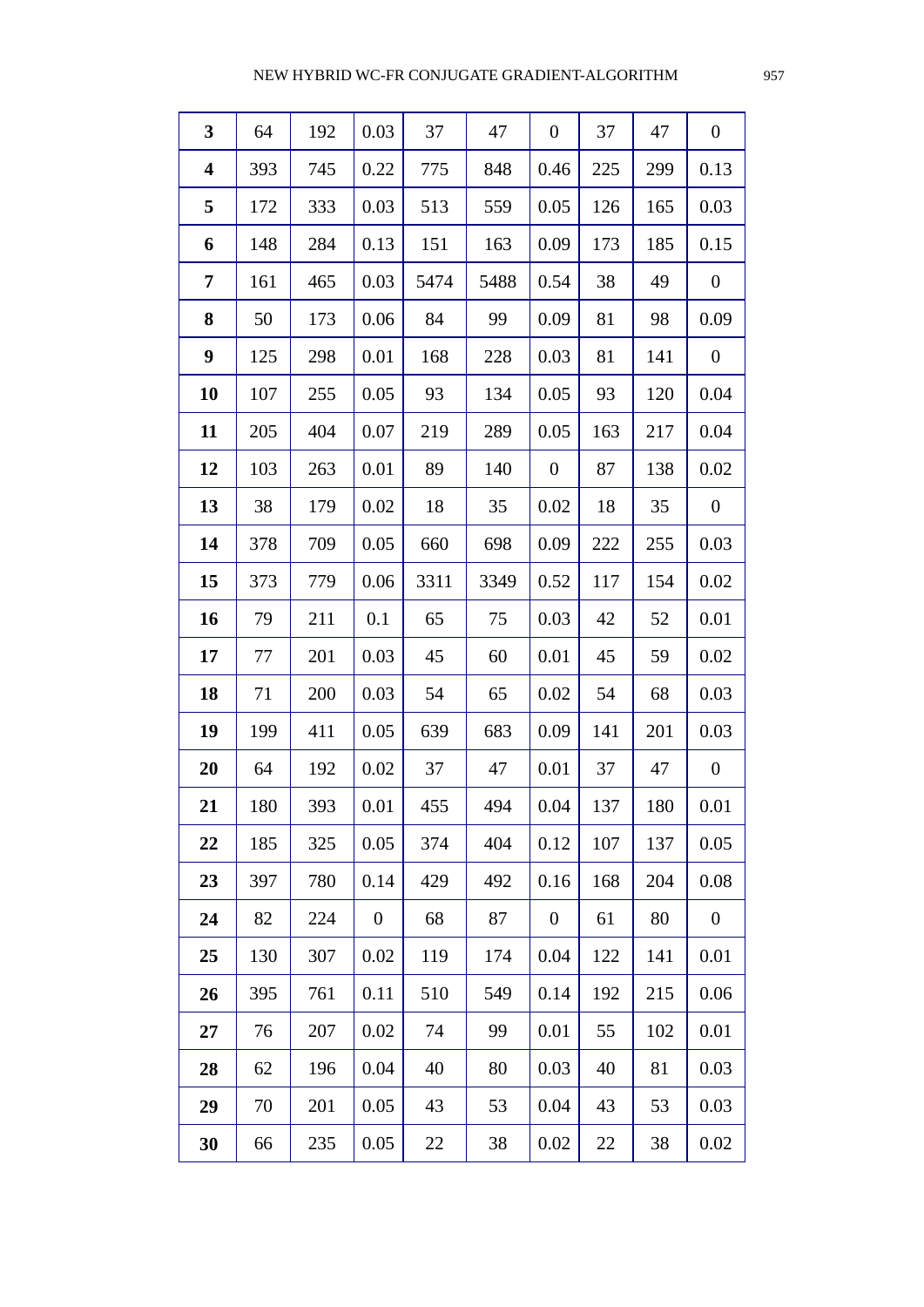| | | | | | | | | | |
|---|---|---|---|---|---|---|---|---|---|
| **3** | 64 | 192 | 0.03 | 37 | 47 | 0 | 37 | 47 | 0 |
| **4** | 393 | 745 | 0.22 | 775 | 848 | 0.46 | 225 | 299 | 0.13 |
| **5** | 172 | 333 | 0.03 | 513 | 559 | 0.05 | 126 | 165 | 0.03 |
| **6** | 148 | 284 | 0.13 | 151 | 163 | 0.09 | 173 | 185 | 0.15 |
| **7** | 161 | 465 | 0.03 | 5474 | 5488 | 0.54 | 38 | 49 | 0 |
| **8** | 50 | 173 | 0.06 | 84 | 99 | 0.09 | 81 | 98 | 0.09 |
| **9** | 125 | 298 | 0.01 | 168 | 228 | 0.03 | 81 | 141 | 0 |
| **10** | 107 | 255 | 0.05 | 93 | 134 | 0.05 | 93 | 120 | 0.04 |
| **11** | 205 | 404 | 0.07 | 219 | 289 | 0.05 | 163 | 217 | 0.04 |
| **12** | 103 | 263 | 0.01 | 89 | 140 | 0 | 87 | 138 | 0.02 |
| **13** | 38 | 179 | 0.02 | 18 | 35 | 0.02 | 18 | 35 | 0 |
| **14** | 378 | 709 | 0.05 | 660 | 698 | 0.09 | 222 | 255 | 0.03 |
| **15** | 373 | 779 | 0.06 | 3311 | 3349 | 0.52 | 117 | 154 | 0.02 |
| **16** | 79 | 211 | 0.1 | 65 | 75 | 0.03 | 42 | 52 | 0.01 |
| **17** | 77 | 201 | 0.03 | 45 | 60 | 0.01 | 45 | 59 | 0.02 |
| **18** | 71 | 200 | 0.03 | 54 | 65 | 0.02 | 54 | 68 | 0.03 |
| **19** | 199 | 411 | 0.05 | 639 | 683 | 0.09 | 141 | 201 | 0.03 |
| **20** | 64 | 192 | 0.02 | 37 | 47 | 0.01 | 37 | 47 | 0 |
| **21** | 180 | 393 | 0.01 | 455 | 494 | 0.04 | 137 | 180 | 0.01 |
| **22** | 185 | 325 | 0.05 | 374 | 404 | 0.12 | 107 | 137 | 0.05 |
| **23** | 397 | 780 | 0.14 | 429 | 492 | 0.16 | 168 | 204 | 0.08 |
| **24** | 82 | 224 | 0 | 68 | 87 | 0 | 61 | 80 | 0 |
| **25** | 130 | 307 | 0.02 | 119 | 174 | 0.04 | 122 | 141 | 0.01 |
| **26** | 395 | 761 | 0.11 | 510 | 549 | 0.14 | 192 | 215 | 0.06 |
| **27** | 76 | 207 | 0.02 | 74 | 99 | 0.01 | 55 | 102 | 0.01 |
| **28** | 62 | 196 | 0.04 | 40 | 80 | 0.03 | 40 | 81 | 0.03 |
| **29** | 70 | 201 | 0.05 | 43 | 53 | 0.04 | 43 | 53 | 0.03 |
| **30** | 66 | 235 | 0.05 | 22 | 38 | 0.02 | 22 | 38 | 0.02 |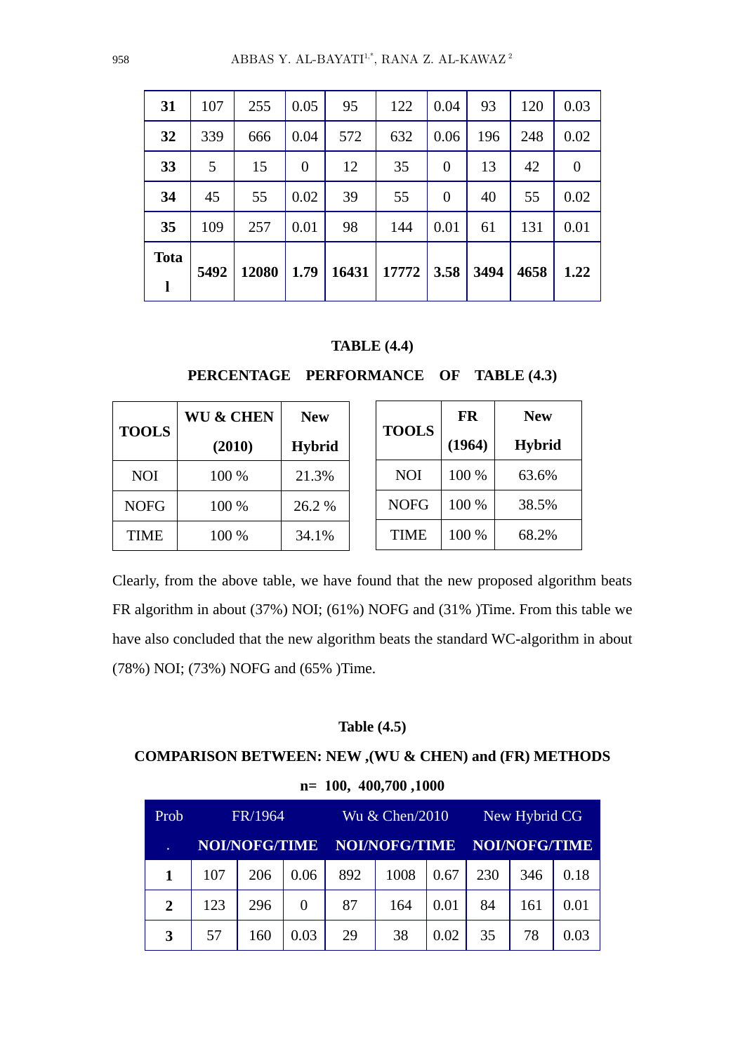| | | | | | | | | | |
|---|---|---|---|---|---|---|---|---|---|
| **31** | 107 | 255 | 0.05 | 95 | 122 | 0.04 | 93 | 120 | 0.03 |
| **32** | 339 | 666 | 0.04 | 572 | 632 | 0.06 | 196 | 248 | 0.02 |
| **33** | 5 | 15 | 0 | 12 | 35 | 0 | 13 | 42 | 0 |
| **34** | 45 | 55 | 0.02 | 39 | 55 | 0 | 40 | 55 | 0.02 |
| **35** | 109 | 257 | 0.01 | 98 | 144 | 0.01 | 61 | 131 | 0.01 |
| **Total** | **5492** | **12080** | **1.79** | **16431** | **17772** | **3.58** | **3494** | **4658** | **1.22** |

**TABLE (4.4)**

**PERCENTAGE PERFORMANCE OF TABLE (4.3)**

| TOOLS | WU & CHEN (2010) | New Hybrid |
|---|---|---|
| NOI | 100 % | 21.3% |
| NOFG | 100 % | 26.2 % |
| TIME | 100 % | 34.1% |

| TOOLS | FR (1964) | New Hybrid |
|---|---|---|
| NOI | 100 % | 63.6% |
| NOFG | 100 % | 38.5% |
| TIME | 100 % | 68.2% |

Clearly, from the above table, we have found that the new proposed algorithm beats FR algorithm in about (37%) NOI; (61%) NOFG and (31% )Time. From this table we have also concluded that the new algorithm beats the standard WC-algorithm in about (78%) NOI; (73%) NOFG and (65% )Time.

**Table (4.5)**

**COMPARISON BETWEEN: NEW ,(WU & CHEN) and (FR) METHODS**

**n= 100, 400,700 ,1000**

| Prob. | FR/1964 | | | Wu & Chen/2010 | | | New Hybrid CG | | |
|---|---|---|---|---|---|---|---|---|---|
| | NOI/NOFG/TIME | | | NOI/NOFG/TIME | | | NOI/NOFG/TIME | | |
| **1** | 107 | 206 | 0.06 | 892 | 1008 | 0.67 | 230 | 346 | 0.18 |
| **2** | 123 | 296 | 0 | 87 | 164 | 0.01 | 84 | 161 | 0.01 |
| **3** | 57 | 160 | 0.03 | 29 | 38 | 0.02 | 35 | 78 | 0.03 |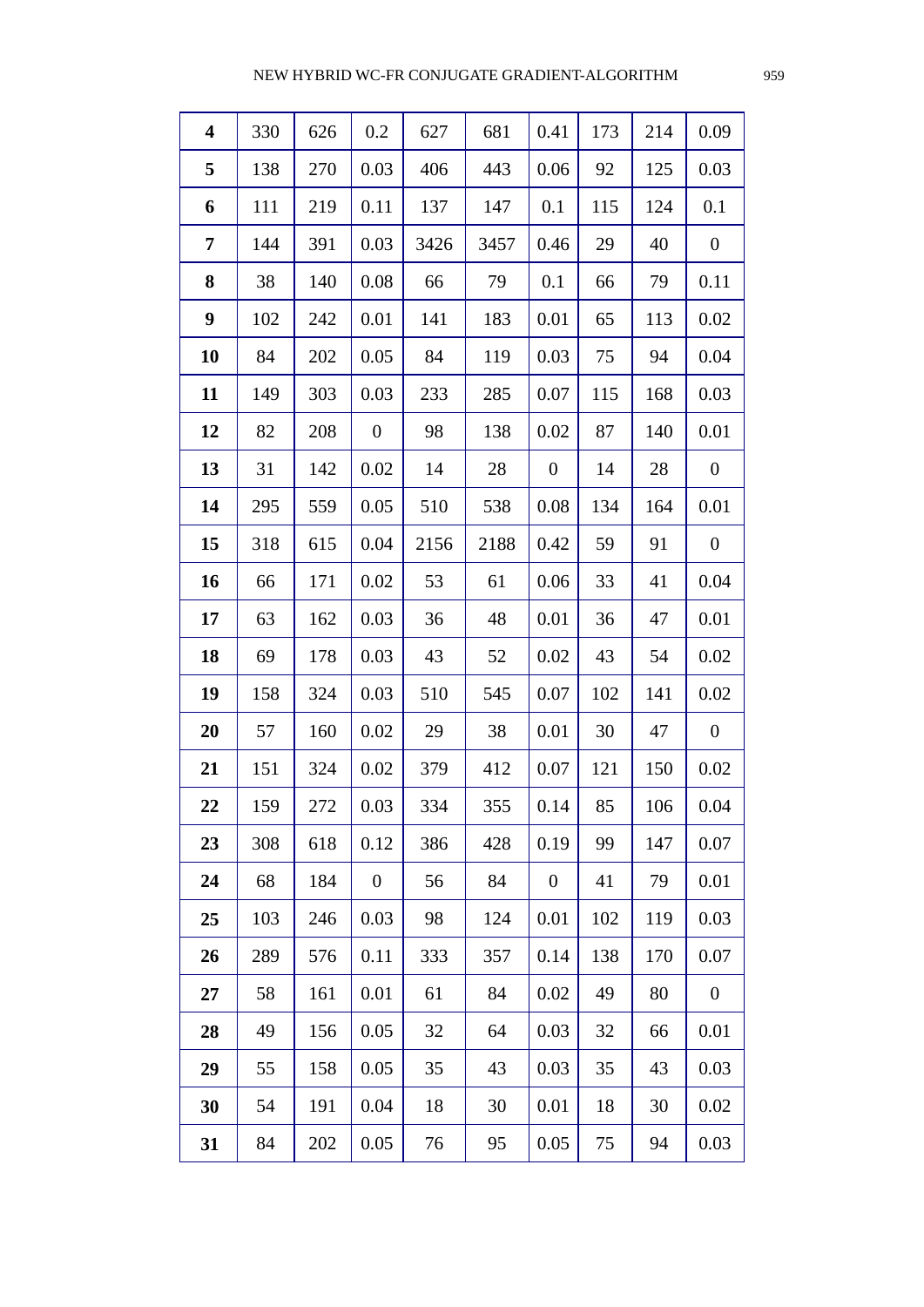| | | | | | | | | | |
|---|---|---|---|---|---|---|---|---|---|
| **4** | 330 | 626 | 0.2 | 627 | 681 | 0.41 | 173 | 214 | 0.09 |
| **5** | 138 | 270 | 0.03 | 406 | 443 | 0.06 | 92 | 125 | 0.03 |
| **6** | 111 | 219 | 0.11 | 137 | 147 | 0.1 | 115 | 124 | 0.1 |
| **7** | 144 | 391 | 0.03 | 3426 | 3457 | 0.46 | 29 | 40 | 0 |
| **8** | 38 | 140 | 0.08 | 66 | 79 | 0.1 | 66 | 79 | 0.11 |
| **9** | 102 | 242 | 0.01 | 141 | 183 | 0.01 | 65 | 113 | 0.02 |
| **10** | 84 | 202 | 0.05 | 84 | 119 | 0.03 | 75 | 94 | 0.04 |
| **11** | 149 | 303 | 0.03 | 233 | 285 | 0.07 | 115 | 168 | 0.03 |
| **12** | 82 | 208 | 0 | 98 | 138 | 0.02 | 87 | 140 | 0.01 |
| **13** | 31 | 142 | 0.02 | 14 | 28 | 0 | 14 | 28 | 0 |
| **14** | 295 | 559 | 0.05 | 510 | 538 | 0.08 | 134 | 164 | 0.01 |
| **15** | 318 | 615 | 0.04 | 2156 | 2188 | 0.42 | 59 | 91 | 0 |
| **16** | 66 | 171 | 0.02 | 53 | 61 | 0.06 | 33 | 41 | 0.04 |
| **17** | 63 | 162 | 0.03 | 36 | 48 | 0.01 | 36 | 47 | 0.01 |
| **18** | 69 | 178 | 0.03 | 43 | 52 | 0.02 | 43 | 54 | 0.02 |
| **19** | 158 | 324 | 0.03 | 510 | 545 | 0.07 | 102 | 141 | 0.02 |
| **20** | 57 | 160 | 0.02 | 29 | 38 | 0.01 | 30 | 47 | 0 |
| **21** | 151 | 324 | 0.02 | 379 | 412 | 0.07 | 121 | 150 | 0.02 |
| **22** | 159 | 272 | 0.03 | 334 | 355 | 0.14 | 85 | 106 | 0.04 |
| **23** | 308 | 618 | 0.12 | 386 | 428 | 0.19 | 99 | 147 | 0.07 |
| **24** | 68 | 184 | 0 | 56 | 84 | 0 | 41 | 79 | 0.01 |
| **25** | 103 | 246 | 0.03 | 98 | 124 | 0.01 | 102 | 119 | 0.03 |
| **26** | 289 | 576 | 0.11 | 333 | 357 | 0.14 | 138 | 170 | 0.07 |
| **27** | 58 | 161 | 0.01 | 61 | 84 | 0.02 | 49 | 80 | 0 |
| **28** | 49 | 156 | 0.05 | 32 | 64 | 0.03 | 32 | 66 | 0.01 |
| **29** | 55 | 158 | 0.05 | 35 | 43 | 0.03 | 35 | 43 | 0.03 |
| **30** | 54 | 191 | 0.04 | 18 | 30 | 0.01 | 18 | 30 | 0.02 |
| **31** | 84 | 202 | 0.05 | 76 | 95 | 0.05 | 75 | 94 | 0.03 |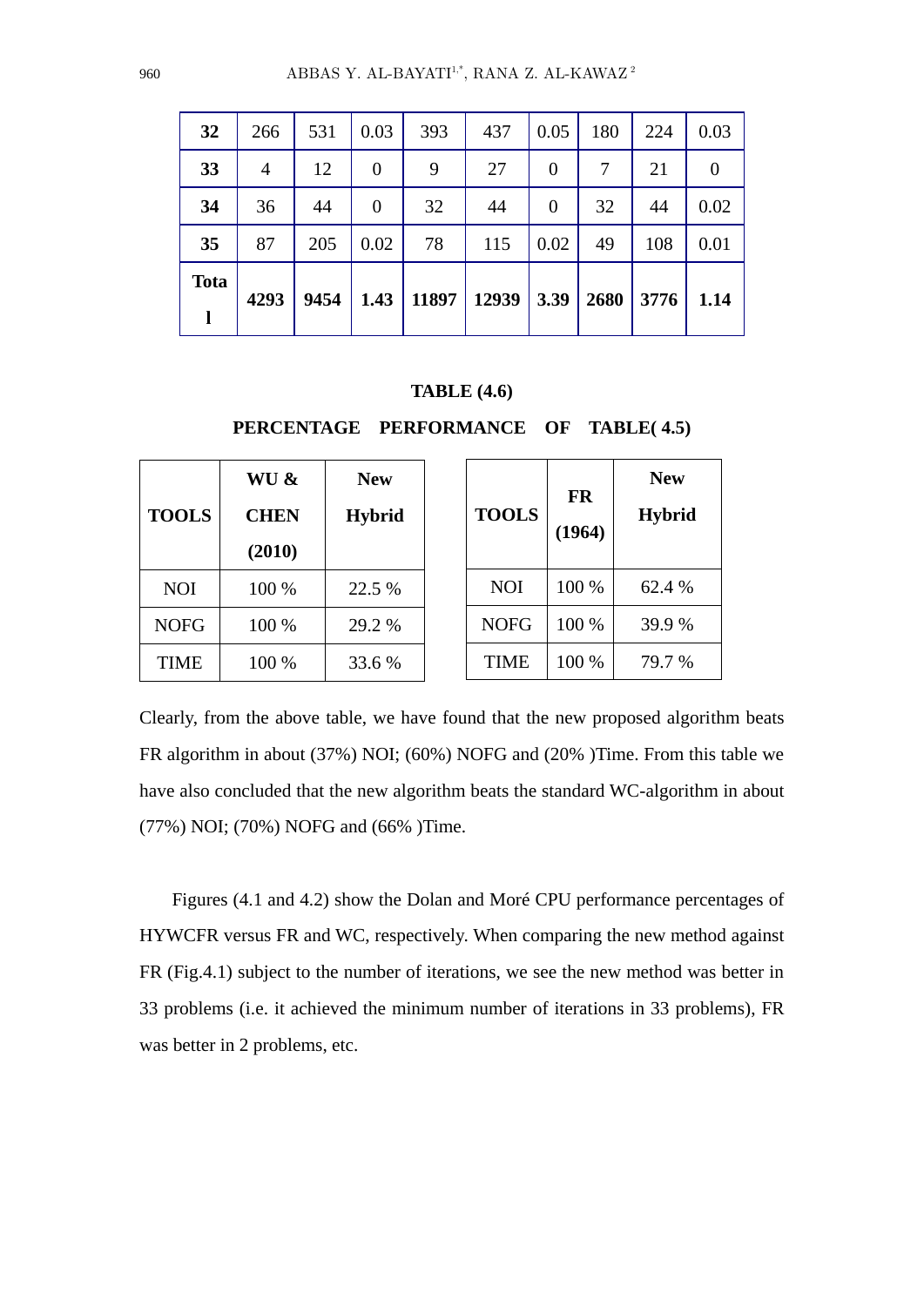| | | | | | | | | | |
|---|---|---|---|---|---|---|---|---|---|
| **32** | 266 | 531 | 0.03 | 393 | 437 | 0.05 | 180 | 224 | 0.03 |
| **33** | 4 | 12 | 0 | 9 | 27 | 0 | 7 | 21 | 0 |
| **34** | 36 | 44 | 0 | 32 | 44 | 0 | 32 | 44 | 0.02 |
| **35** | 87 | 205 | 0.02 | 78 | 115 | 0.02 | 49 | 108 | 0.01 |
| **Total** | **4293** | **9454** | **1.43** | **11897** | **12939** | **3.39** | **2680** | **3776** | **1.14** |

**TABLE (4.6)**

**PERCENTAGE PERFORMANCE OF TABLE( 4.5)**

| **TOOLS** | **WU & CHEN (2010)** | **New Hybrid** |
|---|---|---|
| NOI | 100 % | 22.5 % |
| NOFG | 100 % | 29.2 % |
| TIME | 100 % | 33.6 % |

| **TOOLS** | **FR (1964)** | **New Hybrid** |
|---|---|---|
| NOI | 100 % | 62.4 % |
| NOFG | 100 % | 39.9 % |
| TIME | 100 % | 79.7 % |

Clearly, from the above table, we have found that the new proposed algorithm beats FR algorithm in about (37%) NOI; (60%) NOFG and (20% )Time. From this table we have also concluded that the new algorithm beats the standard WC-algorithm in about (77%) NOI; (70%) NOFG and (66% )Time.

Figures (4.1 and 4.2) show the Dolan and Moré CPU performance percentages of HYWCFR versus FR and WC, respectively. When comparing the new method against FR (Fig.4.1) subject to the number of iterations, we see the new method was better in 33 problems (i.e. it achieved the minimum number of iterations in 33 problems), FR was better in 2 problems, etc.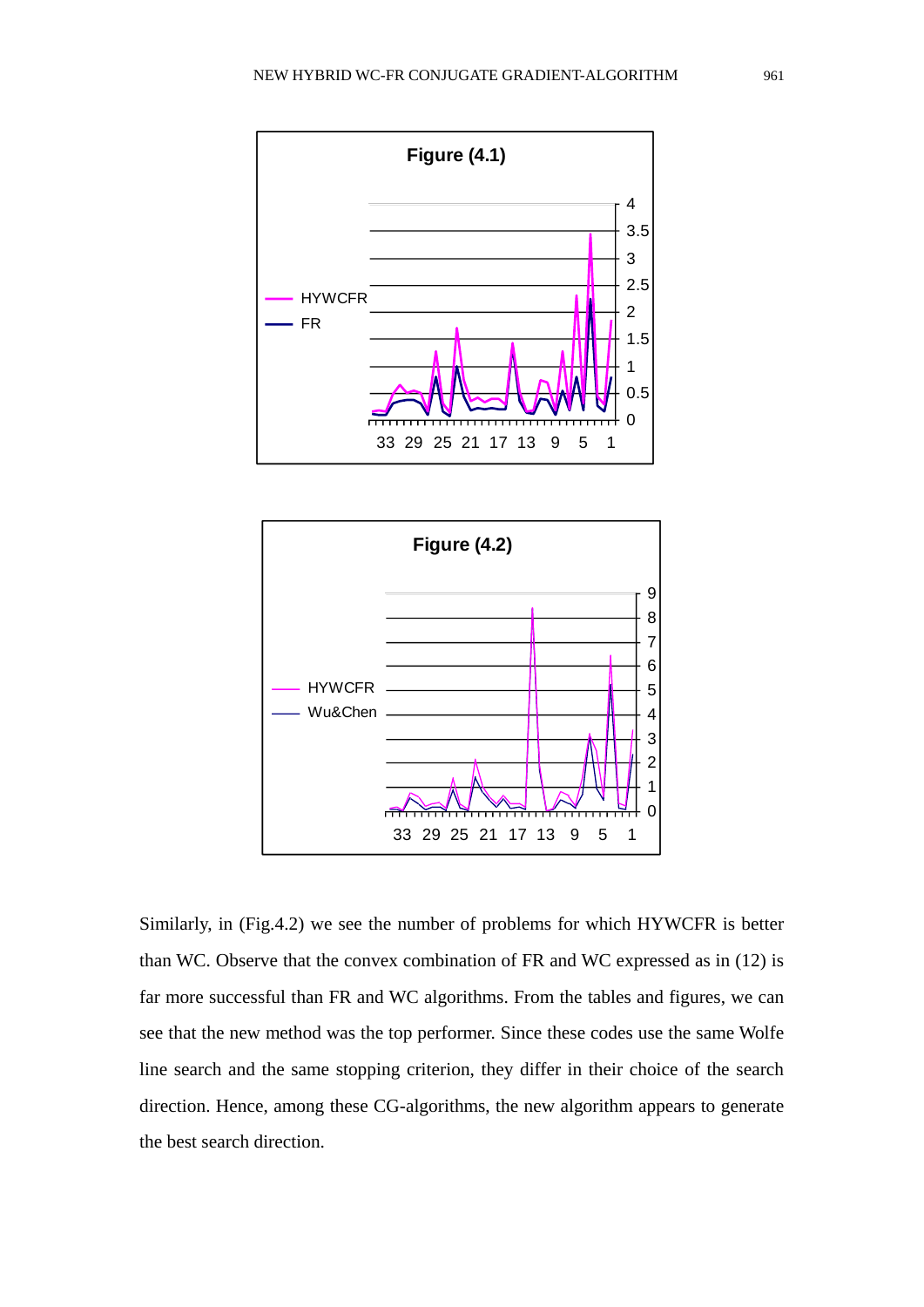**Figure (4.1)**

HYWCFR
FR

4
3.5
3
2.5
2
1.5
1
0.5
0

33 29 25 21 17 13 9 5 1

**Figure (4.2)**

HYWCFR
Wu&Chen

9
8
7
6
5
4
3
2
1
0

33 29 25 21 17 13 9 5 1

Similarly, in (Fig.4.2) we see the number of problems for which HYWCFR is better than WC. Observe that the convex combination of FR and WC expressed as in (12) is far more successful than FR and WC algorithms. From the tables and figures, we can see that the new method was the top performer. Since these codes use the same Wolfe line search and the same stopping criterion, they differ in their choice of the search direction. Hence, among these CG-algorithms, the new algorithm appears to generate the best search direction.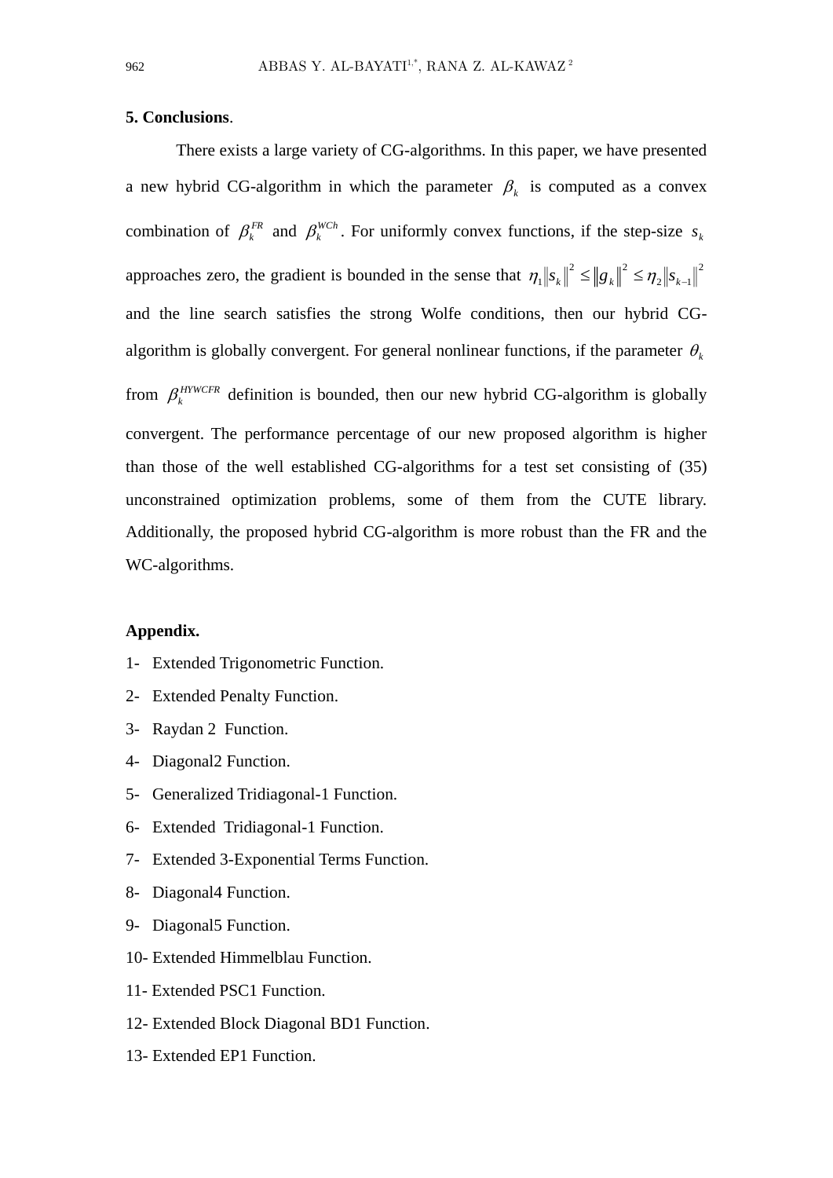## 5. Conclusions.

There exists a large variety of CG-algorithms. In this paper, we have presented a new hybrid CG-algorithm in which the parameter $\beta_k$ is computed as a convex combination of $\beta_k^{FR}$ and $\beta_k^{WCh}$. For uniformly convex functions, if the step-size $s_k$ approaches zero, the gradient is bounded in the sense that $\eta_1\|s_k\|^2 \le \|g_k\|^2 \le \eta_2\|s_{k-1}\|^2$ and the line search satisfies the strong Wolfe conditions, then our hybrid CG-algorithm is globally convergent. For general nonlinear functions, if the parameter $\theta_k$ from $\beta_k^{HYWCFR}$ definition is bounded, then our new hybrid CG-algorithm is globally convergent. The performance percentage of our new proposed algorithm is higher than those of the well established CG-algorithms for a test set consisting of (35) unconstrained optimization problems, some of them from the CUTE library. Additionally, the proposed hybrid CG-algorithm is more robust than the FR and the WC-algorithms.

**Appendix.**

1- Extended Trigonometric Function.

2- Extended Penalty Function.

3- Raydan 2 Function.

4- Diagonal2 Function.

5- Generalized Tridiagonal-1 Function.

6- Extended Tridiagonal-1 Function.

7- Extended 3-Exponential Terms Function.

8- Diagonal4 Function.

9- Diagonal5 Function.

10- Extended Himmelblau Function.

11- Extended PSC1 Function.

12- Extended Block Diagonal BD1 Function.

13- Extended EP1 Function.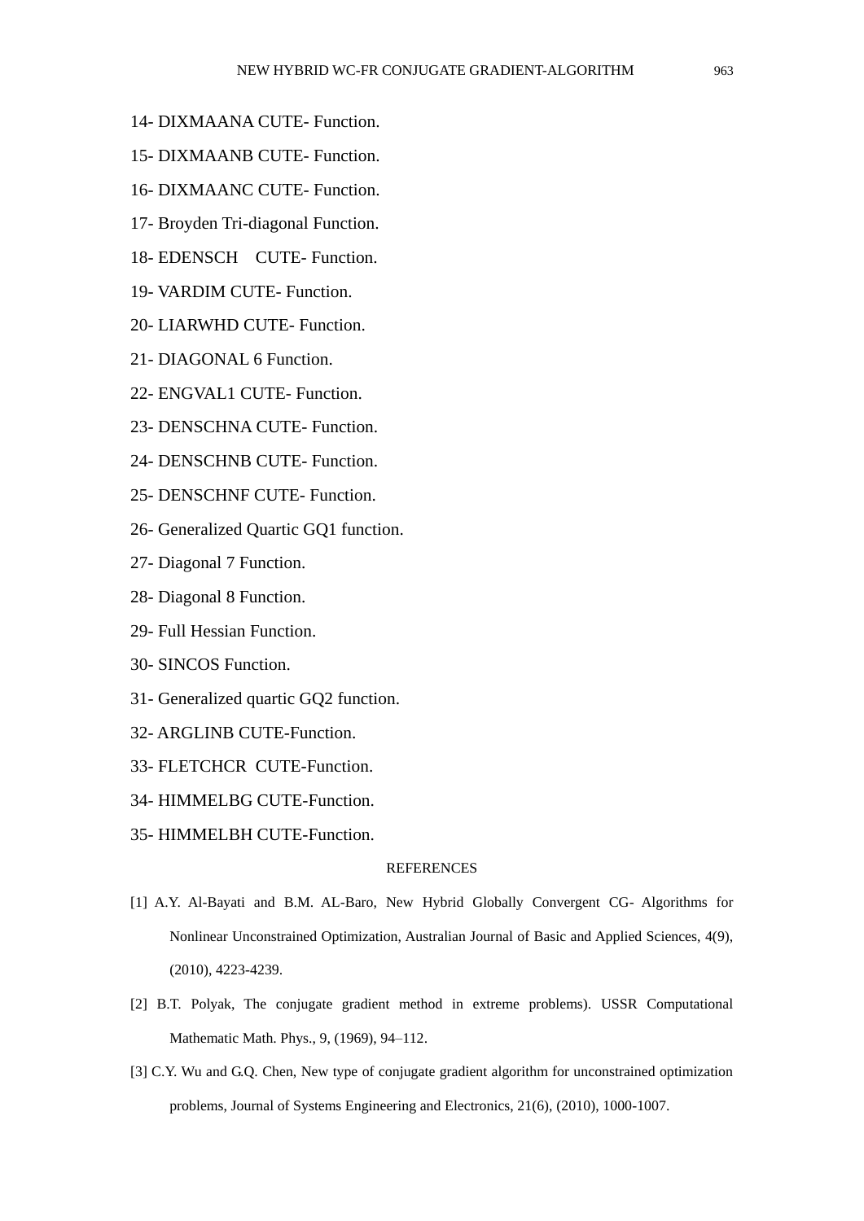14- DIXMAANA CUTE- Function.

15- DIXMAANB CUTE- Function.

16- DIXMAANC CUTE- Function.

17- Broyden Tri-diagonal Function.

18- EDENSCH CUTE- Function.

19- VARDIM CUTE- Function.

20- LIARWHD CUTE- Function.

21- DIAGONAL 6 Function.

22- ENGVAL1 CUTE- Function.

23- DENSCHNA CUTE- Function.

24- DENSCHNB CUTE- Function.

25- DENSCHNF CUTE- Function.

26- Generalized Quartic GQ1 function.

27- Diagonal 7 Function.

28- Diagonal 8 Function.

29- Full Hessian Function.

30- SINCOS Function.

31- Generalized quartic GQ2 function.

32- ARGLINB CUTE-Function.

33- FLETCHCR CUTE-Function.

34- HIMMELBG CUTE-Function.

35- HIMMELBH CUTE-Function.

## REFERENCES

[1] A.Y. Al-Bayati and B.M. AL-Baro, New Hybrid Globally Convergent CG- Algorithms for Nonlinear Unconstrained Optimization, Australian Journal of Basic and Applied Sciences, 4(9), (2010), 4223-4239.

[2] B.T. Polyak, The conjugate gradient method in extreme problems). USSR Computational Mathematic Math. Phys., 9, (1969), 94–112.

[3] C.Y. Wu and G.Q. Chen, New type of conjugate gradient algorithm for unconstrained optimization problems, Journal of Systems Engineering and Electronics, 21(6), (2010), 1000-1007.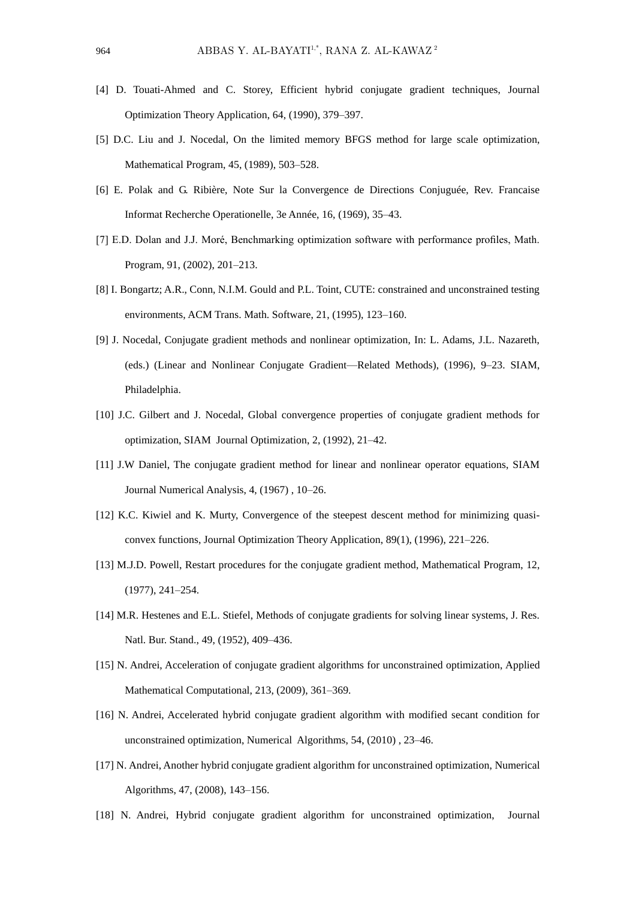[4] D. Touati-Ahmed and C. Storey, Efficient hybrid conjugate gradient techniques, Journal Optimization Theory Application, 64, (1990), 379–397.

[5] D.C. Liu and J. Nocedal, On the limited memory BFGS method for large scale optimization, Mathematical Program, 45, (1989), 503–528.

[6] E. Polak and G. Ribière, Note Sur la Convergence de Directions Conjuguée, Rev. Francaise Informat Recherche Operationelle, 3e Année, 16, (1969), 35–43.

[7] E.D. Dolan and J.J. Moré, Benchmarking optimization software with performance profiles, Math. Program, 91, (2002), 201–213.

[8] I. Bongartz; A.R., Conn, N.I.M. Gould and P.L. Toint, CUTE: constrained and unconstrained testing environments, ACM Trans. Math. Software, 21, (1995), 123–160.

[9] J. Nocedal, Conjugate gradient methods and nonlinear optimization, In: L. Adams, J.L. Nazareth, (eds.) (Linear and Nonlinear Conjugate Gradient—Related Methods), (1996), 9–23. SIAM, Philadelphia.

[10] J.C. Gilbert and J. Nocedal, Global convergence properties of conjugate gradient methods for optimization, SIAM Journal Optimization, 2, (1992), 21–42.

[11] J.W Daniel, The conjugate gradient method for linear and nonlinear operator equations, SIAM Journal Numerical Analysis, 4, (1967) , 10–26.

[12] K.C. Kiwiel and K. Murty, Convergence of the steepest descent method for minimizing quasi-convex functions, Journal Optimization Theory Application, 89(1), (1996), 221–226.

[13] M.J.D. Powell, Restart procedures for the conjugate gradient method, Mathematical Program, 12, (1977), 241–254.

[14] M.R. Hestenes and E.L. Stiefel, Methods of conjugate gradients for solving linear systems, J. Res. Natl. Bur. Stand., 49, (1952), 409–436.

[15] N. Andrei, Acceleration of conjugate gradient algorithms for unconstrained optimization, Applied Mathematical Computational, 213, (2009), 361–369.

[16] N. Andrei, Accelerated hybrid conjugate gradient algorithm with modified secant condition for unconstrained optimization, Numerical Algorithms, 54, (2010) , 23–46.

[17] N. Andrei, Another hybrid conjugate gradient algorithm for unconstrained optimization, Numerical Algorithms, 47, (2008), 143–156.

[18] N. Andrei, Hybrid conjugate gradient algorithm for unconstrained optimization, Journal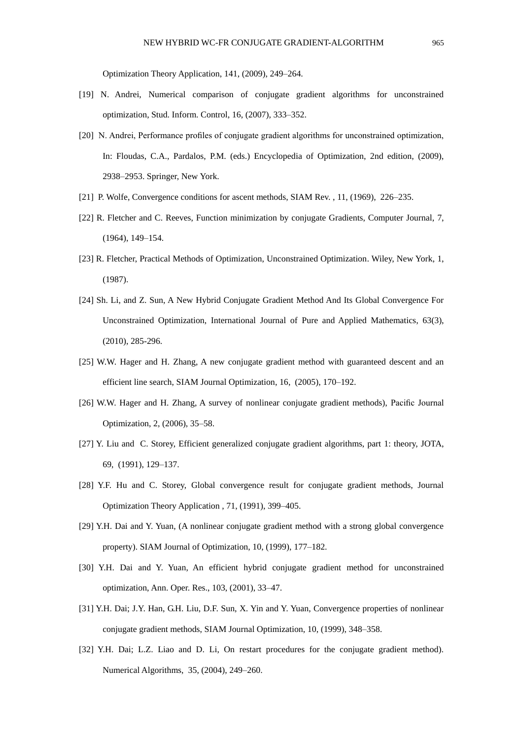Optimization Theory Application, 141, (2009), 249–264.

[19] N. Andrei, Numerical comparison of conjugate gradient algorithms for unconstrained optimization, Stud. Inform. Control, 16, (2007), 333–352.

[20] N. Andrei, Performance profiles of conjugate gradient algorithms for unconstrained optimization, In: Floudas, C.A., Pardalos, P.M. (eds.) Encyclopedia of Optimization, 2nd edition, (2009), 2938–2953. Springer, New York.

[21] P. Wolfe, Convergence conditions for ascent methods, SIAM Rev. , 11, (1969), 226–235.

[22] R. Fletcher and C. Reeves, Function minimization by conjugate Gradients, Computer Journal, 7, (1964), 149–154.

[23] R. Fletcher, Practical Methods of Optimization, Unconstrained Optimization. Wiley, New York, 1, (1987).

[24] Sh. Li, and Z. Sun, A New Hybrid Conjugate Gradient Method And Its Global Convergence For Unconstrained Optimization, International Journal of Pure and Applied Mathematics, 63(3), (2010), 285-296.

[25] W.W. Hager and H. Zhang, A new conjugate gradient method with guaranteed descent and an efficient line search, SIAM Journal Optimization, 16, (2005), 170–192.

[26] W.W. Hager and H. Zhang, A survey of nonlinear conjugate gradient methods), Pacific Journal Optimization, 2, (2006), 35–58.

[27] Y. Liu and C. Storey, Efficient generalized conjugate gradient algorithms, part 1: theory, JOTA, 69, (1991), 129–137.

[28] Y.F. Hu and C. Storey, Global convergence result for conjugate gradient methods, Journal Optimization Theory Application , 71, (1991), 399–405.

[29] Y.H. Dai and Y. Yuan, (A nonlinear conjugate gradient method with a strong global convergence property). SIAM Journal of Optimization, 10, (1999), 177–182.

[30] Y.H. Dai and Y. Yuan, An efficient hybrid conjugate gradient method for unconstrained optimization, Ann. Oper. Res., 103, (2001), 33–47.

[31] Y.H. Dai; J.Y. Han, G.H. Liu, D.F. Sun, X. Yin and Y. Yuan, Convergence properties of nonlinear conjugate gradient methods, SIAM Journal Optimization, 10, (1999), 348–358.

[32] Y.H. Dai; L.Z. Liao and D. Li, On restart procedures for the conjugate gradient method). Numerical Algorithms, 35, (2004), 249–260.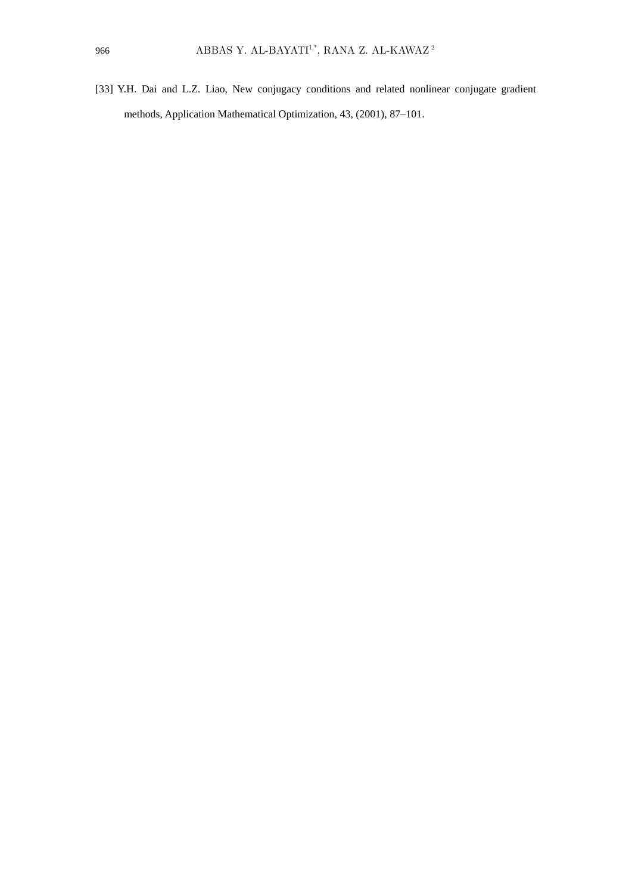[33] Y.H. Dai and L.Z. Liao, New conjugacy conditions and related nonlinear conjugate gradient methods, Application Mathematical Optimization, 43, (2001), 87–101.